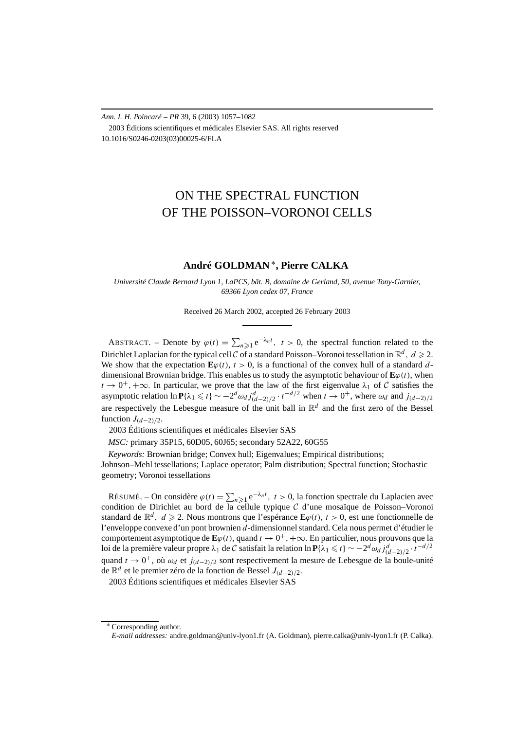*Ann. I. H. Poincaré – PR* 39, 6 (2003) 1057–1082
 2003 Éditions scientifiques et médicales Elsevier SAS. All rights reserved
10.1016/S0246-0203(03)00025-6/FLA

# ON THE SPECTRAL FUNCTION OF THE POISSON–VORONOI CELLS

**André GOLDMAN** [*], **Pierre CALKA**

*Université Claude Bernard Lyon 1, LaPCS, bât. B, domaine de Gerland, 50, avenue Tony-Garnier, 69366 Lyon cedex 07, France*

Received 26 March 2002, accepted 26 February 2003

---

ABSTRACT. – Denote by $\varphi(t) = \sum_{n\geqslant 1} \mathrm{e}^{-\lambda_n t},\ t > 0$, the spectral function related to the Dirichlet Laplacian for the typical cell $\mathcal{C}$ of a standard Poisson–Voronoi tessellation in $\mathbb{R}^d,\ d \geqslant 2$. We show that the expectation $\mathbf{E}\varphi(t),\ t > 0$, is a functional of the convex hull of a standard $d$-dimensional Brownian bridge. This enables us to study the asymptotic behaviour of $\mathbf{E}\varphi(t)$, when $t \to 0^+, +\infty$. In particular, we prove that the law of the first eigenvalue $\lambda_1$ of $\mathcal{C}$ satisfies the asymptotic relation $\ln \mathbf{P}\{\lambda_1 \leqslant t\} \sim -2^d \omega_d j^d_{(d-2)/2} \cdot t^{-d/2}$ when $t \to 0^+$, where $\omega_d$ and $j_{(d-2)/2}$ are respectively the Lebesgue measure of the unit ball in $\mathbb{R}^d$ and the first zero of the Bessel function $J_{(d-2)/2}$.
 2003 Éditions scientifiques et médicales Elsevier SAS

*MSC:* primary 35P15, 60D05, 60J65; secondary 52A22, 60G55

*Keywords:* Brownian bridge; Convex hull; Eigenvalues; Empirical distributions; Johnson–Mehl tessellations; Laplace operator; Palm distribution; Spectral function; Stochastic geometry; Voronoi tessellations

RÉSUMÉ. – On considère $\varphi(t) = \sum_{n\geqslant 1} \mathrm{e}^{-\lambda_n t},\ t > 0$, la fonction spectrale du Laplacien avec condition de Dirichlet au bord de la cellule typique $\mathcal{C}$ d'une mosaïque de Poisson–Voronoi standard de $\mathbb{R}^d,\ d \geqslant 2$. Nous montrons que l'espérance $\mathbf{E}\varphi(t),\ t > 0$, est une fonctionnelle de l'enveloppe convexe d'un pont brownien $d$-dimensionnel standard. Cela nous permet d'étudier le comportement asymptotique de $\mathbf{E}\varphi(t)$, quand $t \to 0^+, +\infty$. En particulier, nous prouvons que la loi de la première valeur propre $\lambda_1$ de $\mathcal{C}$ satisfait la relation $\ln \mathbf{P}\{\lambda_1 \leqslant t\} \sim -2^d \omega_d j^d_{(d-2)/2} \cdot t^{-d/2}$ quand $t \to 0^+$, où $\omega_d$ et $j_{(d-2)/2}$ sont respectivement la mesure de Lebesgue de la boule-unité de $\mathbb{R}^d$ et le premier zéro de la fonction de Bessel $J_{(d-2)/2}$.
 2003 Éditions scientifiques et médicales Elsevier SAS

---

[*] Corresponding author.
*E-mail addresses:* andre.goldman@univ-lyon1.fr (A. Goldman), pierre.calka@univ-lyon1.fr (P. Calka).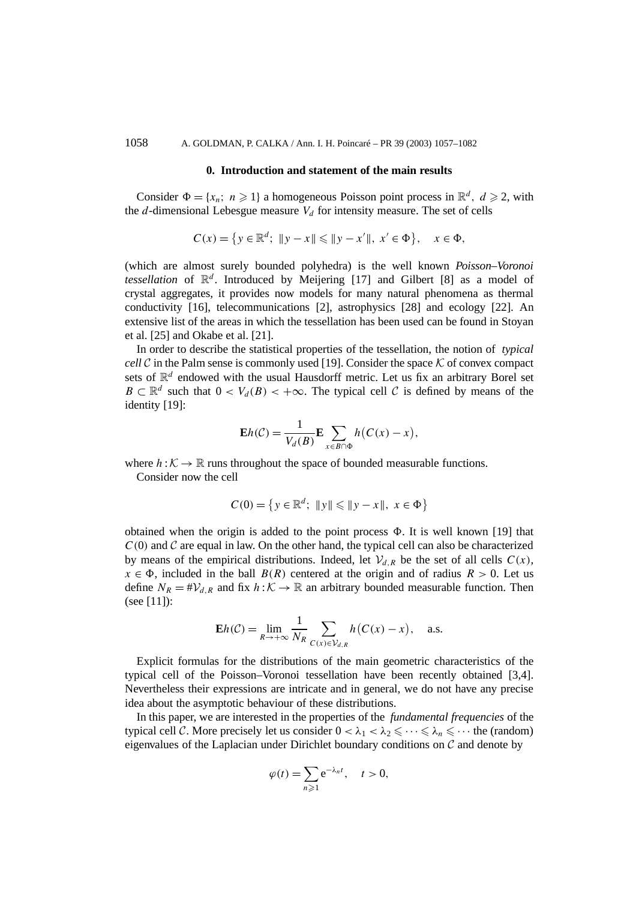## 0. Introduction and statement of the main results

Consider $\Phi = \{x_n;\ n \geqslant 1\}$ a homogeneous Poisson point process in $\mathbb{R}^d$, $d \geqslant 2$, with the $d$-dimensional Lebesgue measure $V_d$ for intensity measure. The set of cells

$$C(x) = \{y \in \mathbb{R}^d;\ \|y - x\| \leqslant \|y - x'\|,\ x' \in \Phi\}, \quad x \in \Phi,$$

(which are almost surely bounded polyhedra) is the well known *Poisson–Voronoi tessellation* of $\mathbb{R}^d$. Introduced by Meijering [17] and Gilbert [8] as a model of crystal aggregates, it provides now models for many natural phenomena as thermal conductivity [16], telecommunications [2], astrophysics [28] and ecology [22]. An extensive list of the areas in which the tessellation has been used can be found in Stoyan et al. [25] and Okabe et al. [21].

In order to describe the statistical properties of the tessellation, the notion of *typical cell* $\mathcal{C}$ in the Palm sense is commonly used [19]. Consider the space $\mathcal{K}$ of convex compact sets of $\mathbb{R}^d$ endowed with the usual Hausdorff metric. Let us fix an arbitrary Borel set $B \subset \mathbb{R}^d$ such that $0 < V_d(B) < +\infty$. The typical cell $\mathcal{C}$ is defined by means of the identity [19]:

$$\mathbf{E}h(\mathcal{C}) = \frac{1}{V_d(B)}\mathbf{E}\sum_{x \in B \cap \Phi} h\big(C(x) - x\big),$$

where $h : \mathcal{K} \to \mathbb{R}$ runs throughout the space of bounded measurable functions.

Consider now the cell

$$C(0) = \{y \in \mathbb{R}^d;\ \|y\| \leqslant \|y - x\|,\ x \in \Phi\}$$

obtained when the origin is added to the point process $\Phi$. It is well known [19] that $C(0)$ and $\mathcal{C}$ are equal in law. On the other hand, the typical cell can also be characterized by means of the empirical distributions. Indeed, let $\mathcal{V}_{d,R}$ be the set of all cells $C(x)$, $x \in \Phi$, included in the ball $B(R)$ centered at the origin and of radius $R > 0$. Let us define $N_R = \#\mathcal{V}_{d,R}$ and fix $h : \mathcal{K} \to \mathbb{R}$ an arbitrary bounded measurable function. Then (see [11]):

$$\mathbf{E}h(\mathcal{C}) = \lim_{R \to +\infty} \frac{1}{N_R} \sum_{C(x) \in \mathcal{V}_{d,R}} h\big(C(x) - x\big), \quad \text{a.s.}$$

Explicit formulas for the distributions of the main geometric characteristics of the typical cell of the Poisson–Voronoi tessellation have been recently obtained [3,4]. Nevertheless their expressions are intricate and in general, we do not have any precise idea about the asymptotic behaviour of these distributions.

In this paper, we are interested in the properties of the *fundamental frequencies* of the typical cell $\mathcal{C}$. More precisely let us consider $0 < \lambda_1 < \lambda_2 \leqslant \cdots \leqslant \lambda_n \leqslant \cdots$ the (random) eigenvalues of the Laplacian under Dirichlet boundary conditions on $\mathcal{C}$ and denote by

$$\varphi(t) = \sum_{n \geqslant 1} e^{-\lambda_n t}, \quad t > 0,$$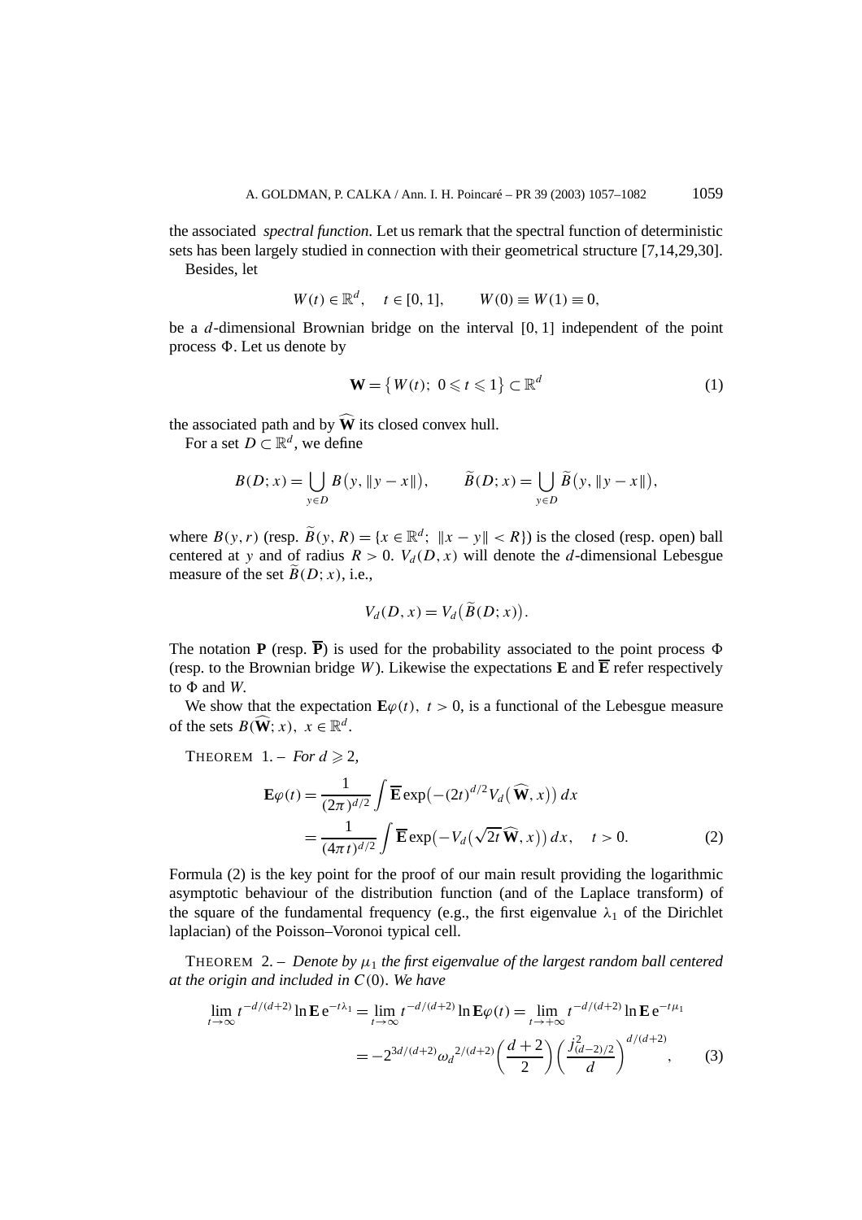the associated *spectral function*. Let us remark that the spectral function of deterministic sets has been largely studied in connection with their geometrical structure [7,14,29,30].

Besides, let

$$W(t) \in \mathbb{R}^d, \quad t \in [0,1], \qquad W(0) \equiv W(1) \equiv 0,$$

be a $d$-dimensional Brownian bridge on the interval $[0,1]$ independent of the point process $\Phi$. Let us denote by

$$\mathbf{W} = \{W(t);\ 0 \leqslant t \leqslant 1\} \subset \mathbb{R}^d \tag{1}$$

the associated path and by $\widehat{\mathbf{W}}$ its closed convex hull.

For a set $D \subset \mathbb{R}^d$, we define

$$B(D;x) = \bigcup_{y \in D} B\big(y, \|y-x\|\big), \qquad \widetilde{B}(D;x) = \bigcup_{y \in D} \widetilde{B}\big(y, \|y-x\|\big),$$

where $B(y,r)$ (resp. $\widetilde{B}(y,R) = \{x \in \mathbb{R}^d;\ \|x-y\| < R\}$) is the closed (resp. open) ball centered at $y$ and of radius $R > 0$. $V_d(D,x)$ will denote the $d$-dimensional Lebesgue measure of the set $\widetilde{B}(D;x)$, i.e.,

$$V_d(D,x) = V_d\big(\widetilde{B}(D;x)\big).$$

The notation $\mathbf{P}$ (resp. $\overline{\mathbf{P}}$) is used for the probability associated to the point process $\Phi$ (resp. to the Brownian bridge $W$). Likewise the expectations $\mathbf{E}$ and $\overline{\mathbf{E}}$ refer respectively to $\Phi$ and $W$.

We show that the expectation $\mathbf{E}\varphi(t)$, $t > 0$, is a functional of the Lebesgue measure of the sets $B(\widehat{\mathbf{W}};x)$, $x \in \mathbb{R}^d$.

THEOREM 1. – *For $d \geqslant 2$,*

$$\begin{aligned}
\mathbf{E}\varphi(t) &= \frac{1}{(2\pi)^{d/2}} \int \overline{\mathbf{E}} \exp\big(-(2t)^{d/2} V_d\big(\widehat{\mathbf{W}}, x\big)\big)\, dx \\
&= \frac{1}{(4\pi t)^{d/2}} \int \overline{\mathbf{E}} \exp\big(-V_d\big(\sqrt{2t}\,\widehat{\mathbf{W}}, x\big)\big)\, dx, \quad t > 0.
\end{aligned} \tag{2}$$

Formula (2) is the key point for the proof of our main result providing the logarithmic asymptotic behaviour of the distribution function (and of the Laplace transform) of the square of the fundamental frequency (e.g., the first eigenvalue $\lambda_1$ of the Dirichlet laplacian) of the Poisson–Voronoi typical cell.

THEOREM 2. – *Denote by $\mu_1$ the first eigenvalue of the largest random ball centered at the origin and included in $C(0)$. We have*

$$\begin{aligned}
\lim_{t\to\infty} t^{-d/(d+2)} \ln \mathbf{E}\, \mathrm{e}^{-t\lambda_1} &= \lim_{t\to\infty} t^{-d/(d+2)} \ln \mathbf{E}\varphi(t) = \lim_{t\to+\infty} t^{-d/(d+2)} \ln \mathbf{E}\, \mathrm{e}^{-t\mu_1} \\
&= -2^{3d/(d+2)} {\omega_d}^{2/(d+2)} \left(\frac{d+2}{2}\right) \left(\frac{j^2_{(d-2)/2}}{d}\right)^{d/(d+2)},
\end{aligned} \tag{3}$$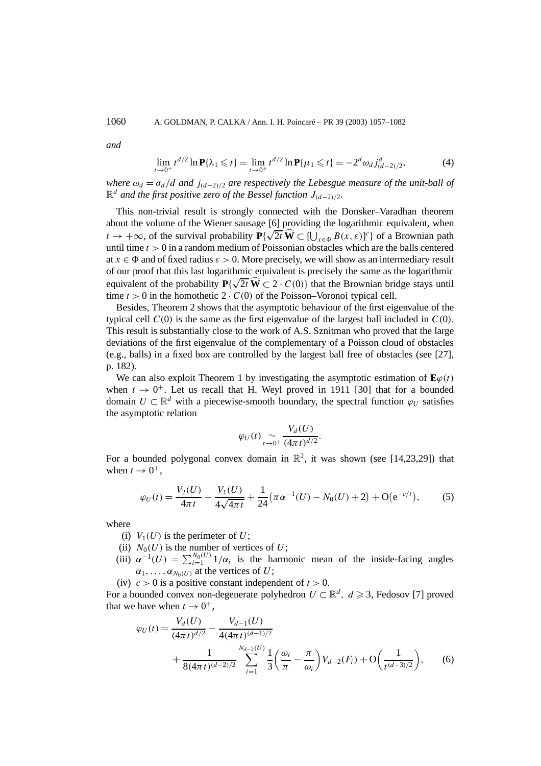*and*

$$\lim_{t\to 0^+} t^{d/2}\ln \mathbf{P}\{\lambda_1 \leqslant t\} = \lim_{t\to 0^+} t^{d/2}\ln \mathbf{P}\{\mu_1 \leqslant t\} = -2^d \omega_d j_{(d-2)/2}^d, \tag{4}$$

*where $\omega_d = \sigma_d/d$ and $j_{(d-2)/2}$ are respectively the Lebesgue measure of the unit-ball of $\mathbb{R}^d$ and the first positive zero of the Bessel function $J_{(d-2)/2}$.*

This non-trivial result is strongly connected with the Donsker–Varadhan theorem about the volume of the Wiener sausage [6] providing the logarithmic equivalent, when $t \to +\infty$, of the survival probability $\mathbf{P}\{\sqrt{2t}\,\widehat{\mathbf{W}} \subset [\bigcup_{x\in\Phi} B(x,\varepsilon)]^c\}$ of a Brownian path until time $t > 0$ in a random medium of Poissonian obstacles which are the balls centered at $x \in \Phi$ and of fixed radius $\varepsilon > 0$. More precisely, we will show as an intermediary result of our proof that this last logarithmic equivalent is precisely the same as the logarithmic equivalent of the probability $\mathbf{P}\{\sqrt{2t}\,\widehat{\mathbf{W}} \subset 2\cdot C(0)\}$ that the Brownian bridge stays until time $t > 0$ in the homothetic $2\cdot C(0)$ of the Poisson–Voronoi typical cell.

Besides, Theorem 2 shows that the asymptotic behaviour of the first eigenvalue of the typical cell $C(0)$ is the same as the first eigenvalue of the largest ball included in $C(0)$. This result is substantially close to the work of A.S. Sznitman who proved that the large deviations of the first eigenvalue of the complementary of a Poisson cloud of obstacles (e.g., balls) in a fixed box are controlled by the largest ball free of obstacles (see [27], p. 182).

We can also exploit Theorem 1 by investigating the asymptotic estimation of $\mathbf{E}\varphi(t)$ when $t \to 0^+$. Let us recall that H. Weyl proved in 1911 [30] that for a bounded domain $U \subset \mathbb{R}^d$ with a piecewise-smooth boundary, the spectral function $\varphi_U$ satisfies the asymptotic relation

$$\varphi_U(t) \underset{t\to 0^+}{\sim} \frac{V_d(U)}{(4\pi t)^{d/2}}.$$

For a bounded polygonal convex domain in $\mathbb{R}^2$, it was shown (see [14,23,29]) that when $t \to 0^+$,

$$\varphi_U(t) = \frac{V_2(U)}{4\pi t} - \frac{V_1(U)}{4\sqrt{4\pi t}} + \frac{1}{24}\big(\pi\alpha^{-1}(U) - N_0(U) + 2\big) + \mathrm{O}\big(\mathrm{e}^{-c/t}\big), \tag{5}$$

where

(i) $V_1(U)$ is the perimeter of $U$;
(ii) $N_0(U)$ is the number of vertices of $U$;
(iii) $\alpha^{-1}(U) = \sum_{i=1}^{N_0(U)} 1/\alpha_i$ is the harmonic mean of the inside-facing angles $\alpha_1,\ldots,\alpha_{N_0(U)}$ at the vertices of $U$;
(iv) $c > 0$ is a positive constant independent of $t > 0$.

For a bounded convex non-degenerate polyhedron $U \subset \mathbb{R}^d$, $d \geqslant 3$, Fedosov [7] proved that we have when $t \to 0^+$,

$$\varphi_U(t) = \frac{V_d(U)}{(4\pi t)^{d/2}} - \frac{V_{d-1}(U)}{4(4\pi t)^{(d-1)/2}} + \frac{1}{8(4\pi t)^{(d-2)/2}} \sum_{i=1}^{N_{d-2}(U)} \frac{1}{3}\left(\frac{\omega_i}{\pi} - \frac{\pi}{\omega_i}\right) V_{d-2}(F_i) + \mathrm{O}\left(\frac{1}{t^{(d-3)/2}}\right), \tag{6}$$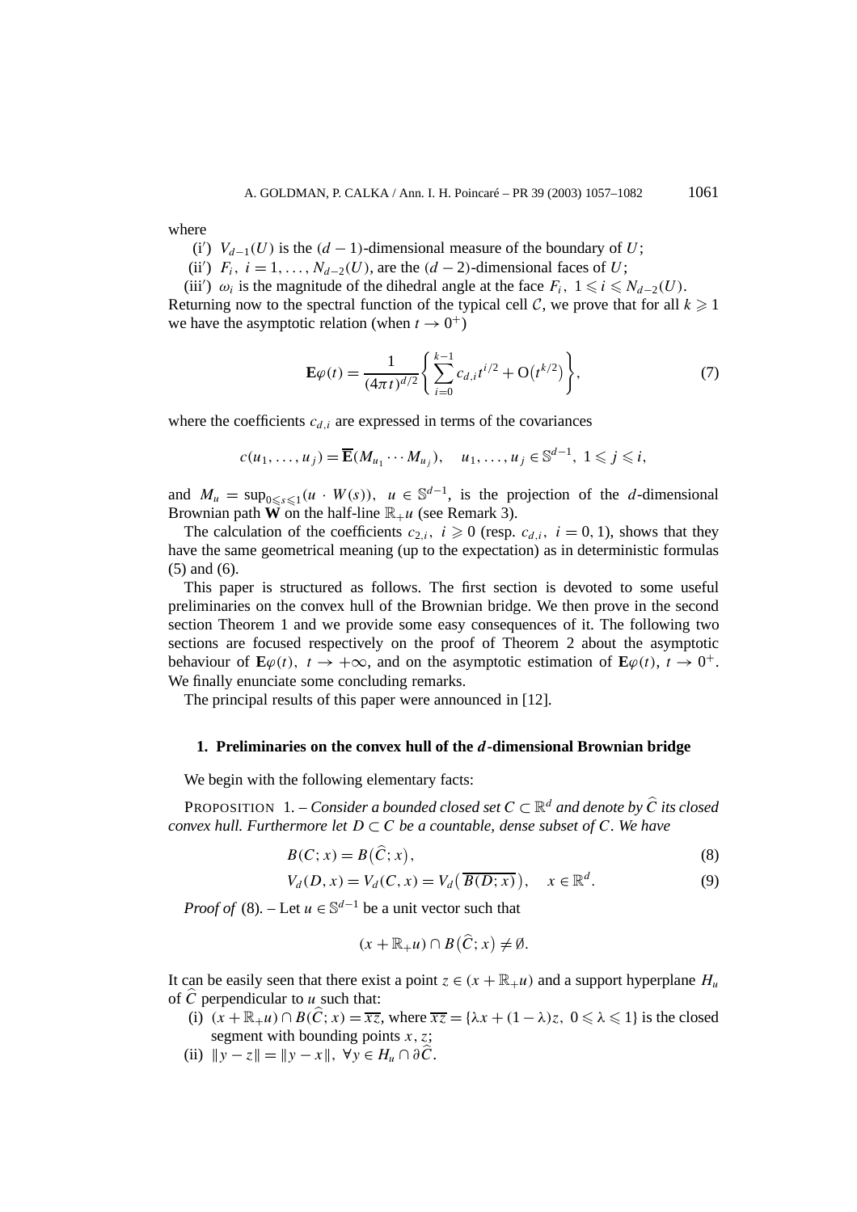where

(i′) $V_{d-1}(U)$ is the $(d-1)$-dimensional measure of the boundary of $U$;

(ii′) $F_i$, $i = 1, \ldots, N_{d-2}(U)$, are the $(d-2)$-dimensional faces of $U$;

(iii′) $\omega_i$ is the magnitude of the dihedral angle at the face $F_i$, $1 \leqslant i \leqslant N_{d-2}(U)$.

Returning now to the spectral function of the typical cell $\mathcal{C}$, we prove that for all $k \geqslant 1$ we have the asymptotic relation (when $t \to 0^+$)

$$\mathbf{E}\varphi(t) = \frac{1}{(4\pi t)^{d/2}} \left\{ \sum_{i=0}^{k-1} c_{d,i} t^{i/2} + \mathrm{O}\big(t^{k/2}\big) \right\}, \tag{7}$$

where the coefficients $c_{d,i}$ are expressed in terms of the covariances

$$c(u_1, \ldots, u_j) = \overline{\mathbf{E}}(M_{u_1} \cdots M_{u_j}), \quad u_1, \ldots, u_j \in \mathbb{S}^{d-1},\ 1 \leqslant j \leqslant i,$$

and $M_u = \sup_{0 \leqslant s \leqslant 1}(u \cdot W(s))$, $u \in \mathbb{S}^{d-1}$, is the projection of the $d$-dimensional Brownian path $\mathbf{W}$ on the half-line $\mathbb{R}_+ u$ (see Remark 3).

The calculation of the coefficients $c_{2,i}$, $i \geqslant 0$ (resp. $c_{d,i}$, $i = 0, 1$), shows that they have the same geometrical meaning (up to the expectation) as in deterministic formulas (5) and (6).

This paper is structured as follows. The first section is devoted to some useful preliminaries on the convex hull of the Brownian bridge. We then prove in the second section Theorem 1 and we provide some easy consequences of it. The following two sections are focused respectively on the proof of Theorem 2 about the asymptotic behaviour of $\mathbf{E}\varphi(t)$, $t \to +\infty$, and on the asymptotic estimation of $\mathbf{E}\varphi(t)$, $t \to 0^+$. We finally enunciate some concluding remarks.

The principal results of this paper were announced in [12].

## 1. Preliminaries on the convex hull of the $d$-dimensional Brownian bridge

We begin with the following elementary facts:

PROPOSITION 1. – *Consider a bounded closed set $C \subset \mathbb{R}^d$ and denote by $\widehat{C}$ its closed convex hull. Furthermore let $D \subset C$ be a countable, dense subset of $C$. We have*

$$B(C; x) = B\big(\widehat{C}; x\big), \tag{8}$$

$$V_d(D, x) = V_d(C, x) = V_d\big(\overline{B(D; x)}\big), \quad x \in \mathbb{R}^d. \tag{9}$$

*Proof of* (8). – Let $u \in \mathbb{S}^{d-1}$ be a unit vector such that

$$(x + \mathbb{R}_+ u) \cap B\big(\widehat{C}; x\big) \neq \emptyset.$$

It can be easily seen that there exist a point $z \in (x + \mathbb{R}_+ u)$ and a support hyperplane $H_u$ of $\widehat{C}$ perpendicular to $u$ such that:

(i) $(x + \mathbb{R}_+ u) \cap B(\widehat{C}; x) = \overline{xz}$, where $\overline{xz} = \{\lambda x + (1-\lambda) z,\ 0 \leqslant \lambda \leqslant 1\}$ is the closed segment with bounding points $x, z$;

(ii) $\|y - z\| = \|y - x\|$, $\forall y \in H_u \cap \partial \widehat{C}$.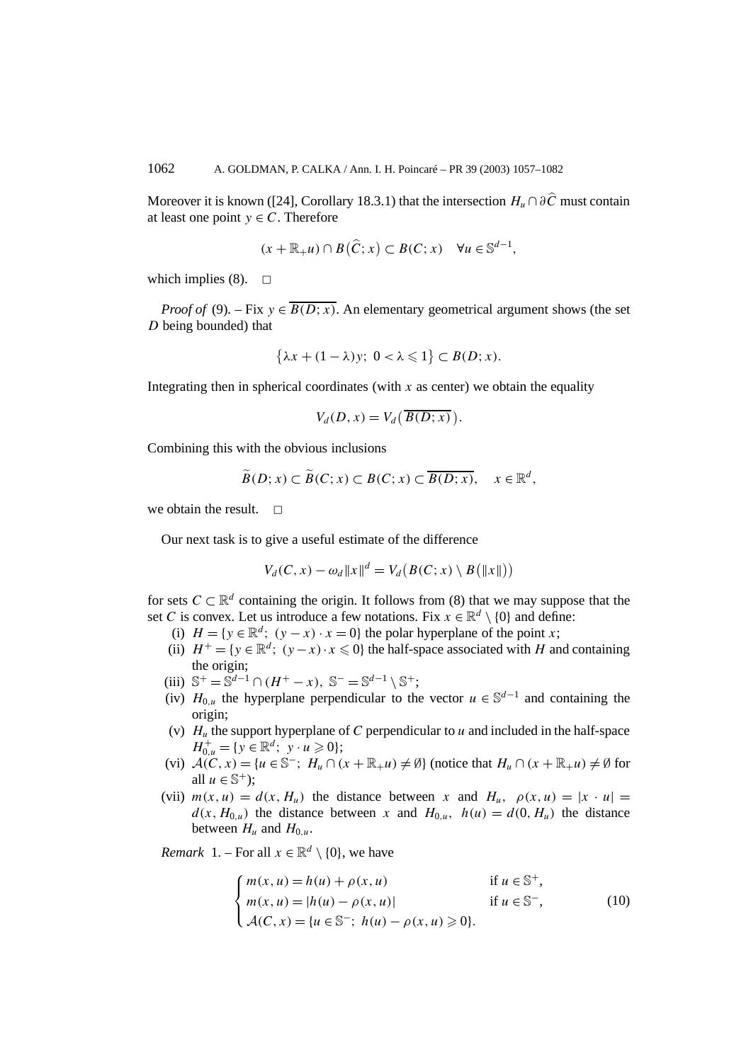Moreover it is known ([24], Corollary 18.3.1) that the intersection $H_u \cap \partial \widehat{C}$ must contain at least one point $y \in C$. Therefore

$$(x + \mathbb{R}_+ u) \cap B(\widehat{C}; x) \subset B(C; x) \quad \forall u \in \mathbb{S}^{d-1},$$

which implies (8). $\square$

*Proof of* (9). – Fix $y \in \overline{B(D; x)}$. An elementary geometrical argument shows (the set $D$ being bounded) that

$$\{\lambda x + (1-\lambda) y;\ 0 < \lambda \leqslant 1\} \subset B(D; x).$$

Integrating then in spherical coordinates (with $x$ as center) we obtain the equality

$$V_d(D, x) = V_d\big(\overline{B(D; x)}\big).$$

Combining this with the obvious inclusions

$$\widetilde{B}(D; x) \subset \widetilde{B}(C; x) \subset B(C; x) \subset \overline{B(D; x)}, \quad x \in \mathbb{R}^d,$$

we obtain the result. $\square$

Our next task is to give a useful estimate of the difference

$$V_d(C, x) - \omega_d \|x\|^d = V_d\big(B(C; x) \setminus B(\|x\|)\big)$$

for sets $C \subset \mathbb{R}^d$ containing the origin. It follows from (8) that we may suppose that the set $C$ is convex. Let us introduce a few notations. Fix $x \in \mathbb{R}^d \setminus \{0\}$ and define:

- (i) $H = \{y \in \mathbb{R}^d;\ (y - x) \cdot x = 0\}$ the polar hyperplane of the point $x$;
- (ii) $H^+ = \{y \in \mathbb{R}^d;\ (y - x) \cdot x \leqslant 0\}$ the half-space associated with $H$ and containing the origin;
- (iii) $\mathbb{S}^+ = \mathbb{S}^{d-1} \cap (H^+ - x)$, $\mathbb{S}^- = \mathbb{S}^{d-1} \setminus \mathbb{S}^+$;
- (iv) $H_{0,u}$ the hyperplane perpendicular to the vector $u \in \mathbb{S}^{d-1}$ and containing the origin;
- (v) $H_u$ the support hyperplane of $C$ perpendicular to $u$ and included in the half-space $H_{0,u}^+ = \{y \in \mathbb{R}^d;\ y \cdot u \geqslant 0\}$;
- (vi) $\mathcal{A}(C, x) = \{u \in \mathbb{S}^-;\ H_u \cap (x + \mathbb{R}_+ u) \neq \emptyset\}$ (notice that $H_u \cap (x + \mathbb{R}_+ u) \neq \emptyset$ for all $u \in \mathbb{S}^+$);
- (vii) $m(x, u) = d(x, H_u)$ the distance between $x$ and $H_u$, $\rho(x, u) = |x \cdot u| = d(x, H_{0,u})$ the distance between $x$ and $H_{0,u}$, $h(u) = d(0, H_u)$ the distance between $H_u$ and $H_{0,u}$.

*Remark* 1. – For all $x \in \mathbb{R}^d \setminus \{0\}$, we have

$$\begin{cases} m(x, u) = h(u) + \rho(x, u) & \text{if } u \in \mathbb{S}^+, \\ m(x, u) = |h(u) - \rho(x, u)| & \text{if } u \in \mathbb{S}^-, \\ \mathcal{A}(C, x) = \{u \in \mathbb{S}^-;\ h(u) - \rho(x, u) \geqslant 0\}. \end{cases} \tag{10}$$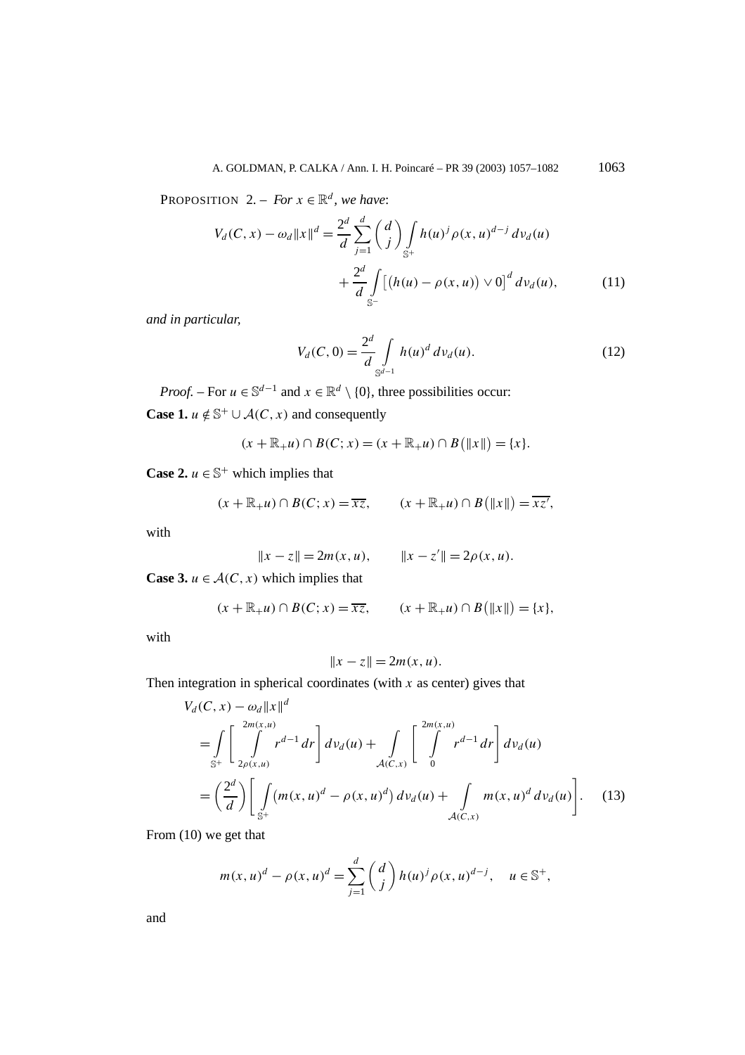PROPOSITION 2. – *For $x \in \mathbb{R}^d$, we have*:

$$V_d(C,x) - \omega_d \|x\|^d = \frac{2^d}{d} \sum_{j=1}^{d} \binom{d}{j} \int_{\mathbb{S}^+} h(u)^j \rho(x,u)^{d-j} \, d\nu_d(u) + \frac{2^d}{d} \int_{\mathbb{S}^-} \left[ \left( h(u) - \rho(x,u) \right) \vee 0 \right]^d d\nu_d(u), \tag{11}$$

*and in particular,*

$$V_d(C,0) = \frac{2^d}{d} \int_{\mathbb{S}^{d-1}} h(u)^d \, d\nu_d(u). \tag{12}$$

*Proof.* – For $u \in \mathbb{S}^{d-1}$ and $x \in \mathbb{R}^d \setminus \{0\}$, three possibilities occur:

**Case 1.** $u \notin \mathbb{S}^+ \cup \mathcal{A}(C,x)$ and consequently

$$(x + \mathbb{R}_+ u) \cap B(C;x) = (x + \mathbb{R}_+ u) \cap B\left(\|x\|\right) = \{x\}.$$

**Case 2.** $u \in \mathbb{S}^+$ which implies that

$$(x + \mathbb{R}_+ u) \cap B(C;x) = \overline{xz}, \qquad (x + \mathbb{R}_+ u) \cap B\left(\|x\|\right) = \overline{xz'},$$

with

$$\|x - z\| = 2m(x,u), \qquad \|x - z'\| = 2\rho(x,u).$$

**Case 3.** $u \in \mathcal{A}(C,x)$ which implies that

$$(x + \mathbb{R}_+ u) \cap B(C;x) = \overline{xz}, \qquad (x + \mathbb{R}_+ u) \cap B\left(\|x\|\right) = \{x\},$$

with

$$\|x - z\| = 2m(x,u).$$

Then integration in spherical coordinates (with $x$ as center) gives that

$$\begin{aligned} V_d(C,x) - \omega_d \|x\|^d &= \int_{\mathbb{S}^+} \left[ \int_{2\rho(x,u)}^{2m(x,u)} r^{d-1} \, dr \right] d\nu_d(u) + \int_{\mathcal{A}(C,x)} \left[ \int_{0}^{2m(x,u)} r^{d-1} \, dr \right] d\nu_d(u) \\ &= \left( \frac{2^d}{d} \right) \left[ \int_{\mathbb{S}^+} \left( m(x,u)^d - \rho(x,u)^d \right) d\nu_d(u) + \int_{\mathcal{A}(C,x)} m(x,u)^d \, d\nu_d(u) \right]. \end{aligned} \tag{13}$$

From (10) we get that

$$m(x,u)^d - \rho(x,u)^d = \sum_{j=1}^{d} \binom{d}{j} h(u)^j \rho(x,u)^{d-j}, \quad u \in \mathbb{S}^+,$$

and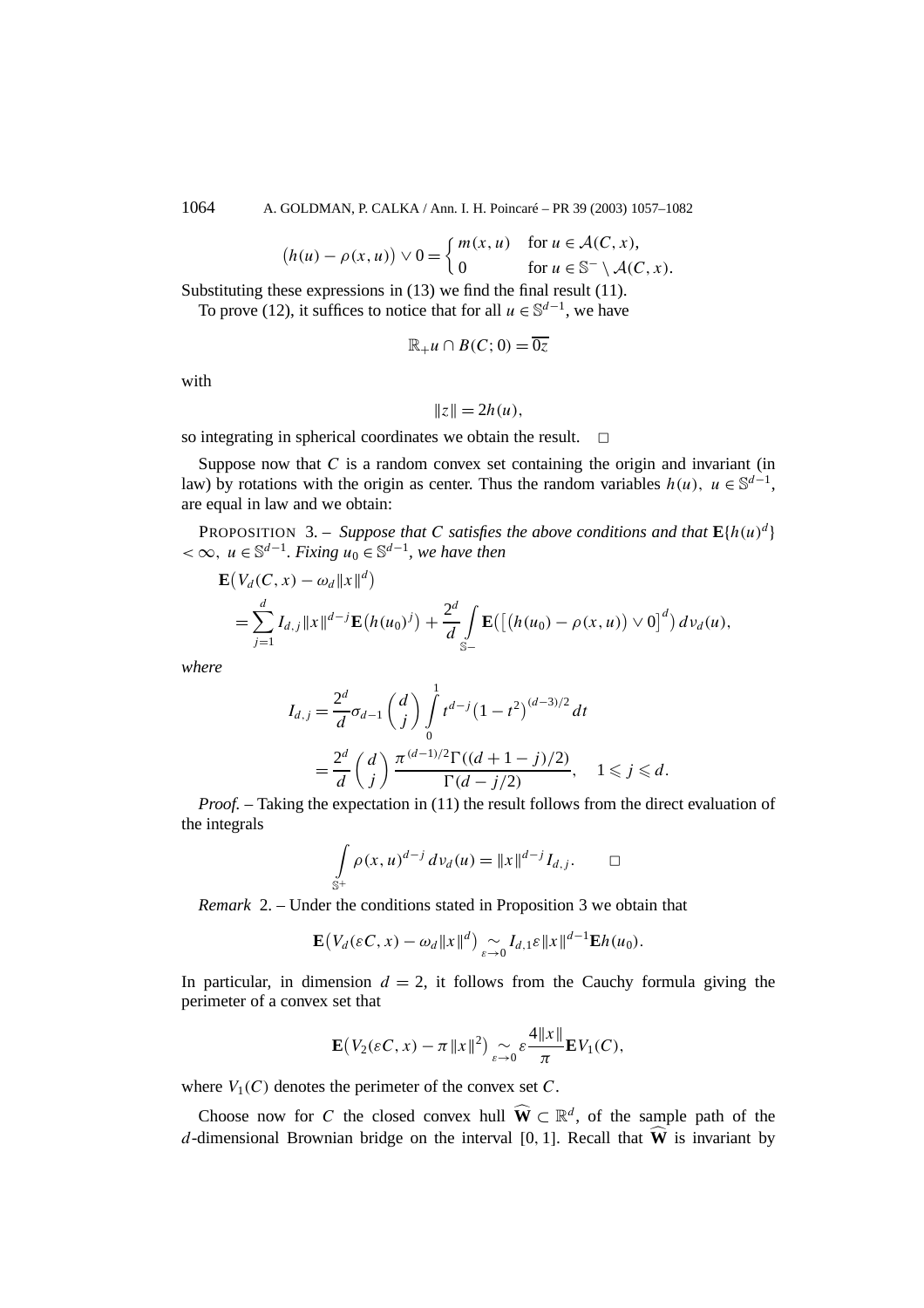$$\big(h(u) - \rho(x,u)\big) \vee 0 = \begin{cases} m(x,u) & \text{for } u \in \mathcal{A}(C,x), \\ 0 & \text{for } u \in \mathbb{S}^- \setminus \mathcal{A}(C,x). \end{cases}$$

Substituting these expressions in (13) we find the final result (11).

To prove (12), it suffices to notice that for all $u \in \mathbb{S}^{d-1}$, we have

$$\mathbb{R}_+ u \cap B(C;0) = \overline{0z}$$

with

$$\|z\| = 2h(u),$$

so integrating in spherical coordinates we obtain the result. $\square$

Suppose now that $C$ is a random convex set containing the origin and invariant (in law) by rotations with the origin as center. Thus the random variables $h(u),\ u \in \mathbb{S}^{d-1}$, are equal in law and we obtain:

PROPOSITION 3. – *Suppose that $C$ satisfies the above conditions and that $\mathbf{E}\{h(u)^d\} < \infty,\ u \in \mathbb{S}^{d-1}$. Fixing $u_0 \in \mathbb{S}^{d-1}$, we have then*

$$\mathbf{E}\big(V_d(C,x) - \omega_d \|x\|^d\big) = \sum_{j=1}^{d} I_{d,j} \|x\|^{d-j} \mathbf{E}\big(h(u_0)^j\big) + \frac{2^d}{d} \int_{\mathbb{S}^-} \mathbf{E}\big(\big[\big(h(u_0) - \rho(x,u)\big) \vee 0\big]^d\big)\, d\nu_d(u),$$

*where*

$$I_{d,j} = \frac{2^d}{d} \sigma_{d-1} \binom{d}{j} \int_0^1 t^{d-j}\big(1-t^2\big)^{(d-3)/2}\, dt = \frac{2^d}{d} \binom{d}{j} \frac{\pi^{(d-1)/2}\Gamma((d+1-j)/2)}{\Gamma(d-j/2)}, \quad 1 \leqslant j \leqslant d.$$

*Proof.* – Taking the expectation in (11) the result follows from the direct evaluation of the integrals

$$\int_{\mathbb{S}^+} \rho(x,u)^{d-j}\, d\nu_d(u) = \|x\|^{d-j} I_{d,j}. \qquad \square$$

*Remark* 2. – Under the conditions stated in Proposition 3 we obtain that

$$\mathbf{E}\big(V_d(\varepsilon C, x) - \omega_d \|x\|^d\big) \underset{\varepsilon \to 0}{\sim} I_{d,1} \varepsilon \|x\|^{d-1} \mathbf{E} h(u_0).$$

In particular, in dimension $d = 2$, it follows from the Cauchy formula giving the perimeter of a convex set that

$$\mathbf{E}\big(V_2(\varepsilon C, x) - \pi \|x\|^2\big) \underset{\varepsilon \to 0}{\sim} \varepsilon \frac{4\|x\|}{\pi} \mathbf{E} V_1(C),$$

where $V_1(C)$ denotes the perimeter of the convex set $C$.

Choose now for $C$ the closed convex hull $\widehat{\mathbf{W}} \subset \mathbb{R}^d$, of the sample path of the $d$-dimensional Brownian bridge on the interval $[0,1]$. Recall that $\widehat{\mathbf{W}}$ is invariant by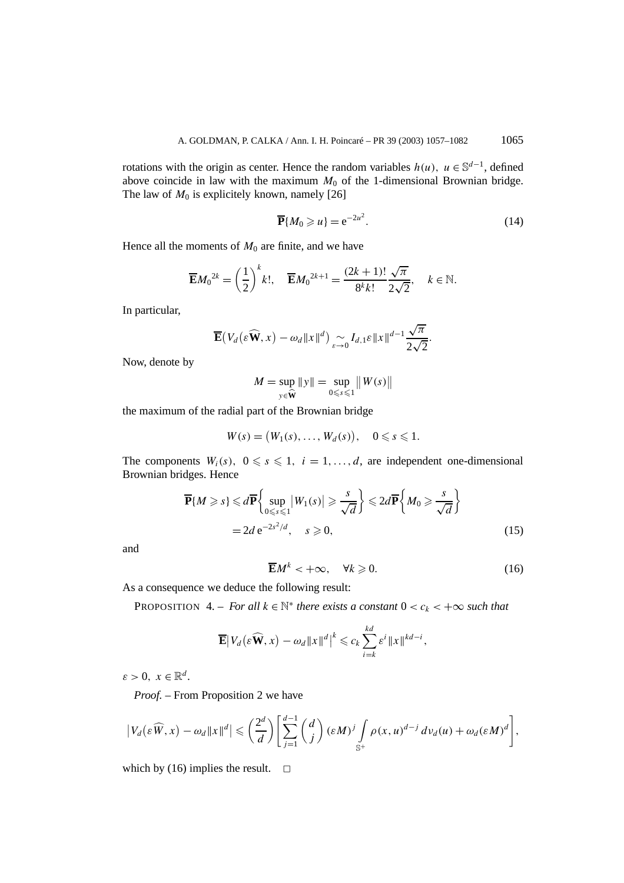rotations with the origin as center. Hence the random variables $h(u),\ u \in \mathbb{S}^{d-1}$, defined above coincide in law with the maximum $M_0$ of the 1-dimensional Brownian bridge. The law of $M_0$ is explicitely known, namely [26]

$$\overline{\mathbf{P}}\{M_0 \geqslant u\} = \mathrm{e}^{-2u^2}. \tag{14}$$

Hence all the moments of $M_0$ are finite, and we have

$$\overline{\mathbf{E}}{M_0}^{2k} = \left(\frac{1}{2}\right)^k k!, \quad \overline{\mathbf{E}}{M_0}^{2k+1} = \frac{(2k+1)!}{8^k k!}\frac{\sqrt{\pi}}{2\sqrt{2}}, \quad k \in \mathbb{N}.$$

In particular,

$$\overline{\mathbf{E}}\big(V_d\big(\varepsilon\widehat{\mathbf{W}}, x\big) - \omega_d\|x\|^d\big) \underset{\varepsilon\to 0}{\sim} I_{d,1}\varepsilon\|x\|^{d-1}\frac{\sqrt{\pi}}{2\sqrt{2}}.$$

Now, denote by

$$M = \sup_{y\in\widehat{\mathbf{W}}}\|y\| = \sup_{0\leqslant s\leqslant 1}\big\|W(s)\big\|$$

the maximum of the radial part of the Brownian bridge

$$W(s) = \big(W_1(s), \ldots, W_d(s)\big), \quad 0 \leqslant s \leqslant 1.$$

The components $W_i(s),\ 0 \leqslant s \leqslant 1,\ i = 1, \ldots, d$, are independent one-dimensional Brownian bridges. Hence

$$\begin{aligned}\overline{\mathbf{P}}\{M \geqslant s\} &\leqslant d\overline{\mathbf{P}}\left\{\sup_{0\leqslant s\leqslant 1}\big|W_1(s)\big| \geqslant \frac{s}{\sqrt{d}}\right\} \leqslant 2d\overline{\mathbf{P}}\left\{M_0 \geqslant \frac{s}{\sqrt{d}}\right\}\\ &= 2d\,\mathrm{e}^{-2s^2/d}, \quad s \geqslant 0,\end{aligned} \tag{15}$$

and

$$\overline{\mathbf{E}}M^k < +\infty, \quad \forall k \geqslant 0. \tag{16}$$

As a consequence we deduce the following result:

PROPOSITION 4. – *For all $k \in \mathbb{N}^*$ there exists a constant $0 < c_k < +\infty$ such that*

$$\overline{\mathbf{E}}\big|V_d\big(\varepsilon\widehat{\mathbf{W}}, x\big) - \omega_d\|x\|^d\big|^k \leqslant c_k\sum_{i=k}^{kd}\varepsilon^i\|x\|^{kd-i},$$

$\varepsilon > 0,\ x \in \mathbb{R}^d$.

*Proof.* – From Proposition 2 we have

$$\big|V_d\big(\varepsilon\widehat{W}, x\big) - \omega_d\|x\|^d\big| \leqslant \left(\frac{2^d}{d}\right)\left[\sum_{j=1}^{d-1}\binom{d}{j}(\varepsilon M)^j\int_{\mathbb{S}^+}\rho(x,u)^{d-j}\,d\nu_d(u) + \omega_d(\varepsilon M)^d\right],$$

which by (16) implies the result. $\square$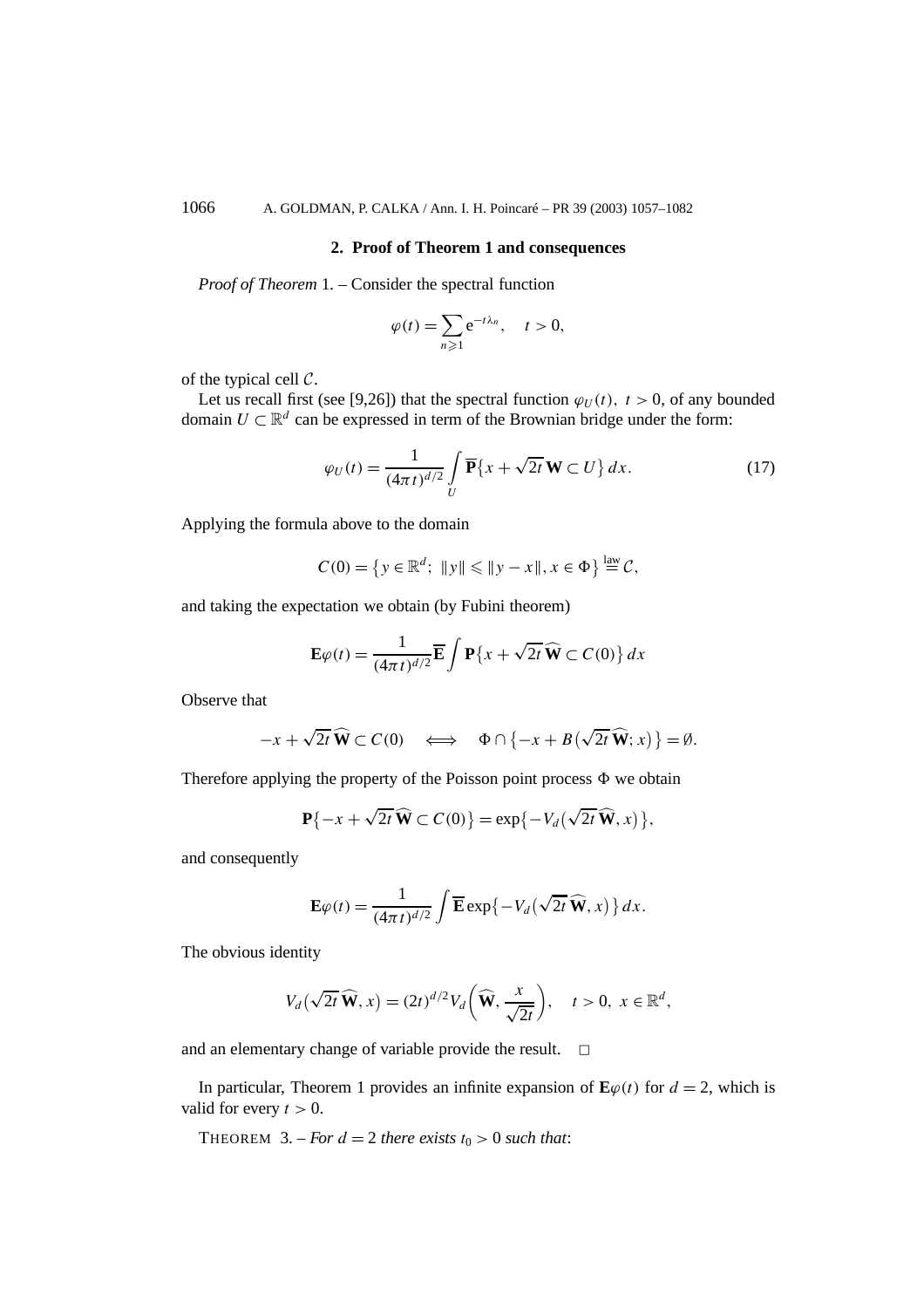## 2. Proof of Theorem 1 and consequences

*Proof of Theorem* 1. – Consider the spectral function

$$\varphi(t) = \sum_{n \geqslant 1} \mathrm{e}^{-t\lambda_n}, \quad t > 0,$$

of the typical cell $\mathcal{C}$.

Let us recall first (see [9,26]) that the spectral function $\varphi_U(t)$, $t > 0$, of any bounded domain $U \subset \mathbb{R}^d$ can be expressed in term of the Brownian bridge under the form:

$$\varphi_U(t) = \frac{1}{(4\pi t)^{d/2}} \int_U \overline{\mathbf{P}}\{x + \sqrt{2t}\,\mathbf{W} \subset U\}\,dx. \tag{17}$$

Applying the formula above to the domain

$$C(0) = \{y \in \mathbb{R}^d;\ \|y\| \leqslant \|y - x\|, x \in \Phi\} \stackrel{\text{law}}{=} \mathcal{C},$$

and taking the expectation we obtain (by Fubini theorem)

$$\mathbf{E}\varphi(t) = \frac{1}{(4\pi t)^{d/2}} \overline{\mathbf{E}} \int \mathbf{P}\{x + \sqrt{2t}\,\widehat{\mathbf{W}} \subset C(0)\}\,dx$$

Observe that

$$-x + \sqrt{2t}\,\widehat{\mathbf{W}} \subset C(0) \quad \Longleftrightarrow \quad \Phi \cap \{-x + B(\sqrt{2t}\,\widehat{\mathbf{W}}; x)\} = \emptyset.$$

Therefore applying the property of the Poisson point process $\Phi$ we obtain

$$\mathbf{P}\{-x + \sqrt{2t}\,\widehat{\mathbf{W}} \subset C(0)\} = \exp\{-V_d(\sqrt{2t}\,\widehat{\mathbf{W}}, x)\},$$

and consequently

$$\mathbf{E}\varphi(t) = \frac{1}{(4\pi t)^{d/2}} \int \overline{\mathbf{E}} \exp\{-V_d(\sqrt{2t}\,\widehat{\mathbf{W}}, x)\}\,dx.$$

The obvious identity

$$V_d(\sqrt{2t}\,\widehat{\mathbf{W}}, x) = (2t)^{d/2} V_d\left(\widehat{\mathbf{W}}, \frac{x}{\sqrt{2t}}\right), \quad t > 0,\ x \in \mathbb{R}^d,$$

and an elementary change of variable provide the result. $\square$

In particular, Theorem 1 provides an infinite expansion of $\mathbf{E}\varphi(t)$ for $d = 2$, which is valid for every $t > 0$.

THEOREM 3. – *For $d = 2$ there exists $t_0 > 0$ such that*: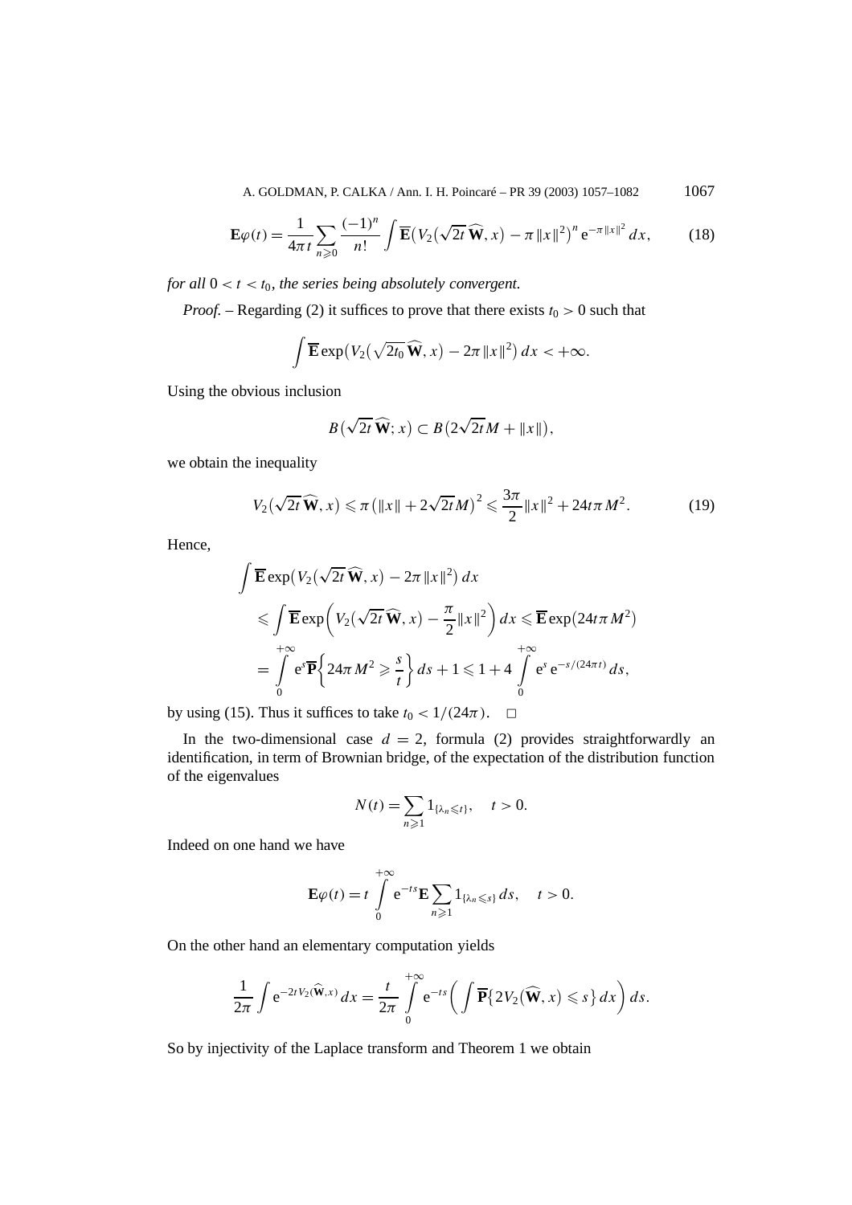$$\mathbf{E}\varphi(t) = \frac{1}{4\pi t}\sum_{n\geqslant 0}\frac{(-1)^n}{n!}\int \overline{\mathbf{E}}\big(V_2\big(\sqrt{2t}\,\widehat{\mathbf{W}}, x\big) - \pi\|x\|^2\big)^n \mathrm{e}^{-\pi\|x\|^2}\,dx, \tag{18}$$

*for all* $0 < t < t_0$*, the series being absolutely convergent.*

*Proof.* – Regarding (2) it suffices to prove that there exists $t_0 > 0$ such that

$$\int \overline{\mathbf{E}}\exp\big(V_2\big(\sqrt{2t_0}\,\widehat{\mathbf{W}}, x\big) - 2\pi\|x\|^2\big)\,dx < +\infty.$$

Using the obvious inclusion

$$B\big(\sqrt{2t}\,\widehat{\mathbf{W}}; x\big) \subset B\big(2\sqrt{2t}M + \|x\|\big),$$

we obtain the inequality

$$V_2\big(\sqrt{2t}\,\widehat{\mathbf{W}}, x\big) \leqslant \pi\big(\|x\| + 2\sqrt{2t}M\big)^2 \leqslant \frac{3\pi}{2}\|x\|^2 + 24t\pi M^2. \tag{19}$$

Hence,

$$\begin{aligned}
&\int \overline{\mathbf{E}}\exp\big(V_2\big(\sqrt{2t}\,\widehat{\mathbf{W}}, x\big) - 2\pi\|x\|^2\big)\,dx \\
&\quad\leqslant \int \overline{\mathbf{E}}\exp\bigg(V_2\big(\sqrt{2t}\,\widehat{\mathbf{W}}, x\big) - \frac{\pi}{2}\|x\|^2\bigg)\,dx \leqslant \overline{\mathbf{E}}\exp\big(24t\pi M^2\big) \\
&\quad= \int_0^{+\infty} \mathrm{e}^s\,\overline{\mathbf{P}}\bigg\{24\pi M^2 \geqslant \frac{s}{t}\bigg\}\,ds + 1 \leqslant 1 + 4\int_0^{+\infty} \mathrm{e}^s\,\mathrm{e}^{-s/(24\pi t)}\,ds,
\end{aligned}$$

by using (15). Thus it suffices to take $t_0 < 1/(24\pi)$. $\square$

In the two-dimensional case $d = 2$, formula (2) provides straightforwardly an identification, in term of Brownian bridge, of the expectation of the distribution function of the eigenvalues

$$N(t) = \sum_{n\geqslant 1} 1_{\{\lambda_n \leqslant t\}}, \quad t > 0.$$

Indeed on one hand we have

$$\mathbf{E}\varphi(t) = t\int_0^{+\infty} \mathrm{e}^{-ts}\,\mathbf{E}\sum_{n\geqslant 1} 1_{\{\lambda_n \leqslant s\}}\,ds, \quad t > 0.$$

On the other hand an elementary computation yields

$$\frac{1}{2\pi}\int \mathrm{e}^{-2tV_2(\widehat{\mathbf{W}}, x)}\,dx = \frac{t}{2\pi}\int_0^{+\infty} \mathrm{e}^{-ts}\bigg(\int \overline{\mathbf{P}}\big\{2V_2\big(\widehat{\mathbf{W}}, x\big) \leqslant s\big\}\,dx\bigg)\,ds.$$

So by injectivity of the Laplace transform and Theorem 1 we obtain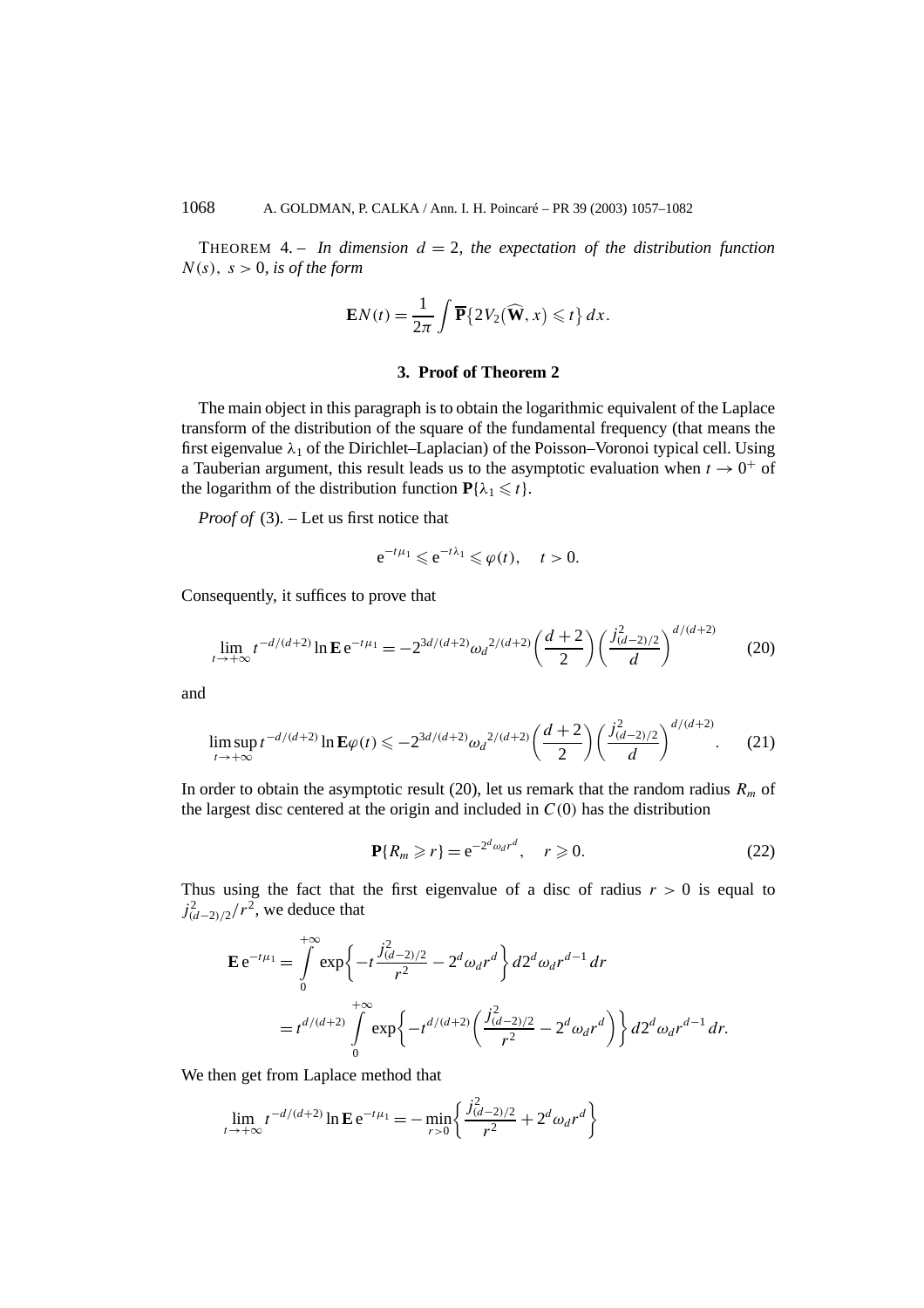THEOREM 4. – *In dimension $d = 2$, the expectation of the distribution function $N(s)$, $s > 0$, is of the form*

$$\mathbf{E}N(t) = \frac{1}{2\pi} \int \overline{\mathbf{P}}\big\{2V_2\big(\widehat{\mathbf{W}}, x\big) \leqslant t\big\}\, dx.$$

## 3. Proof of Theorem 2

The main object in this paragraph is to obtain the logarithmic equivalent of the Laplace transform of the distribution of the square of the fundamental frequency (that means the first eigenvalue $\lambda_1$ of the Dirichlet–Laplacian) of the Poisson–Voronoi typical cell. Using a Tauberian argument, this result leads us to the asymptotic evaluation when $t \to 0^+$ of the logarithm of the distribution function $\mathbf{P}\{\lambda_1 \leqslant t\}$.

*Proof of* (3). – Let us first notice that

$$\mathrm{e}^{-t\mu_1} \leqslant \mathrm{e}^{-t\lambda_1} \leqslant \varphi(t), \quad t > 0.$$

Consequently, it suffices to prove that

$$\lim_{t \to +\infty} t^{-d/(d+2)} \ln \mathbf{E}\, \mathrm{e}^{-t\mu_1} = -2^{3d/(d+2)} {\omega_d}^{2/(d+2)} \left(\frac{d+2}{2}\right) \left(\frac{j^2_{(d-2)/2}}{d}\right)^{d/(d+2)} \tag{20}$$

and

$$\limsup_{t \to +\infty} t^{-d/(d+2)} \ln \mathbf{E}\varphi(t) \leqslant -2^{3d/(d+2)} {\omega_d}^{2/(d+2)} \left(\frac{d+2}{2}\right) \left(\frac{j^2_{(d-2)/2}}{d}\right)^{d/(d+2)}. \tag{21}$$

In order to obtain the asymptotic result (20), let us remark that the random radius $R_m$ of the largest disc centered at the origin and included in $C(0)$ has the distribution

$$\mathbf{P}\{R_m \geqslant r\} = \mathrm{e}^{-2^d \omega_d r^d}, \quad r \geqslant 0. \tag{22}$$

Thus using the fact that the first eigenvalue of a disc of radius $r > 0$ is equal to $j^2_{(d-2)/2}/r^2$, we deduce that

$$\begin{aligned}
\mathbf{E}\, \mathrm{e}^{-t\mu_1} &= \int_0^{+\infty} \exp\left\{-t \frac{j^2_{(d-2)/2}}{r^2} - 2^d \omega_d r^d\right\} d 2^d \omega_d r^{d-1}\, dr \\
&= t^{d/(d+2)} \int_0^{+\infty} \exp\left\{-t^{d/(d+2)} \left(\frac{j^2_{(d-2)/2}}{r^2} - 2^d \omega_d r^d\right)\right\} d 2^d \omega_d r^{d-1}\, dr.
\end{aligned}$$

We then get from Laplace method that

$$\lim_{t \to +\infty} t^{-d/(d+2)} \ln \mathbf{E}\, \mathrm{e}^{-t\mu_1} = -\min_{r>0} \left\{\frac{j^2_{(d-2)/2}}{r^2} + 2^d \omega_d r^d\right\}$$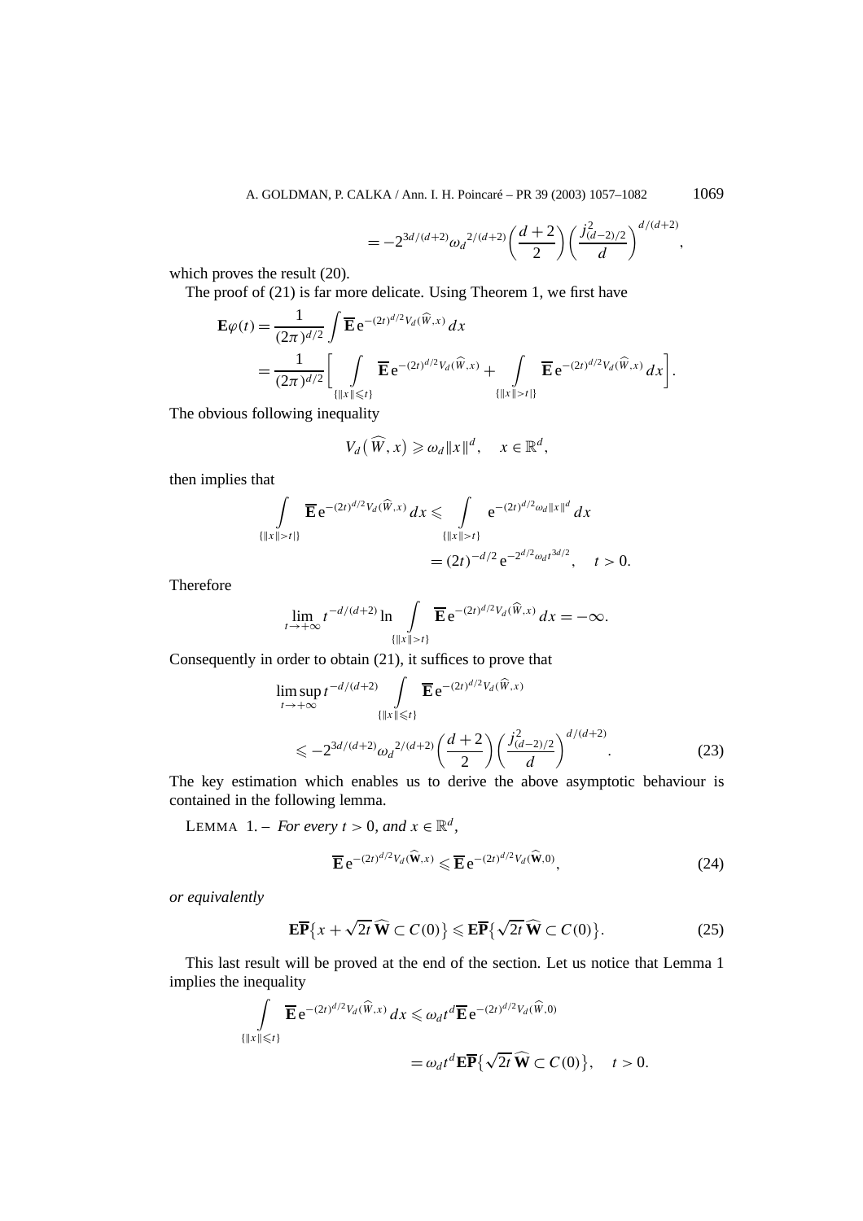$$= -2^{3d/(d+2)} {\omega_d}^{2/(d+2)} \left(\frac{d+2}{2}\right)\left(\frac{j^2_{(d-2)/2}}{d}\right)^{d/(d+2)},$$

which proves the result (20).

The proof of (21) is far more delicate. Using Theorem 1, we first have

$$\begin{aligned}
\mathbf{E}\varphi(t) &= \frac{1}{(2\pi)^{d/2}} \int \overline{\mathbf{E}}\, \mathrm{e}^{-(2t)^{d/2} V_d(\widehat{W},x)}\, dx \\
&= \frac{1}{(2\pi)^{d/2}} \left[ \int_{\{\|x\| \leqslant t\}} \overline{\mathbf{E}}\, \mathrm{e}^{-(2t)^{d/2} V_d(\widehat{W},x)} + \int_{\{\|x\| > t|\}} \overline{\mathbf{E}}\, \mathrm{e}^{-(2t)^{d/2} V_d(\widehat{W},x)}\, dx \right].
\end{aligned}$$

The obvious following inequality

$$V_d\big(\widehat{W}, x\big) \geqslant \omega_d \|x\|^d, \quad x \in \mathbb{R}^d,$$

then implies that

$$\begin{aligned}
\int_{\{\|x\| > t|\}} \overline{\mathbf{E}}\, \mathrm{e}^{-(2t)^{d/2} V_d(\widehat{W},x)}\, dx &\leqslant \int_{\{\|x\| > t\}} \mathrm{e}^{-(2t)^{d/2} \omega_d \|x\|^d}\, dx \\
&= (2t)^{-d/2}\, \mathrm{e}^{-2^{d/2} \omega_d t^{3d/2}}, \quad t > 0.
\end{aligned}$$

Therefore

$$\lim_{t \to +\infty} t^{-d/(d+2)} \ln \int_{\{\|x\| > t\}} \overline{\mathbf{E}}\, \mathrm{e}^{-(2t)^{d/2} V_d(\widehat{W},x)}\, dx = -\infty.$$

Consequently in order to obtain (21), it suffices to prove that

$$\begin{aligned}
&\limsup_{t \to +\infty} t^{-d/(d+2)} \int_{\{\|x\| \leqslant t\}} \overline{\mathbf{E}}\, \mathrm{e}^{-(2t)^{d/2} V_d(\widehat{W},x)} \\
&\quad \leqslant -2^{3d/(d+2)} {\omega_d}^{2/(d+2)} \left(\frac{d+2}{2}\right)\left(\frac{j^2_{(d-2)/2}}{d}\right)^{d/(d+2)}. \qquad (23)
\end{aligned}$$

The key estimation which enables us to derive the above asymptotic behaviour is contained in the following lemma.

LEMMA 1. – *For every $t > 0$, and $x \in \mathbb{R}^d$,*

$$\overline{\mathbf{E}}\, \mathrm{e}^{-(2t)^{d/2} V_d(\widehat{\mathbf{W}},x)} \leqslant \overline{\mathbf{E}}\, \mathrm{e}^{-(2t)^{d/2} V_d(\widehat{\mathbf{W}},0)}, \qquad (24)$$

*or equivalently*

$$\mathbf{E}\overline{\mathbf{P}}\big\{x + \sqrt{2t}\, \widehat{\mathbf{W}} \subset C(0)\big\} \leqslant \mathbf{E}\overline{\mathbf{P}}\big\{\sqrt{2t}\, \widehat{\mathbf{W}} \subset C(0)\big\}. \qquad (25)$$

This last result will be proved at the end of the section. Let us notice that Lemma 1 implies the inequality

$$\begin{aligned}
\int_{\{\|x\| \leqslant t\}} \overline{\mathbf{E}}\, \mathrm{e}^{-(2t)^{d/2} V_d(\widehat{W},x)}\, dx &\leqslant \omega_d t^d\, \overline{\mathbf{E}}\, \mathrm{e}^{-(2t)^{d/2} V_d(\widehat{W},0)} \\
&= \omega_d t^d\, \mathbf{E}\overline{\mathbf{P}}\big\{\sqrt{2t}\, \widehat{\mathbf{W}} \subset C(0)\big\}, \quad t > 0.
\end{aligned}$$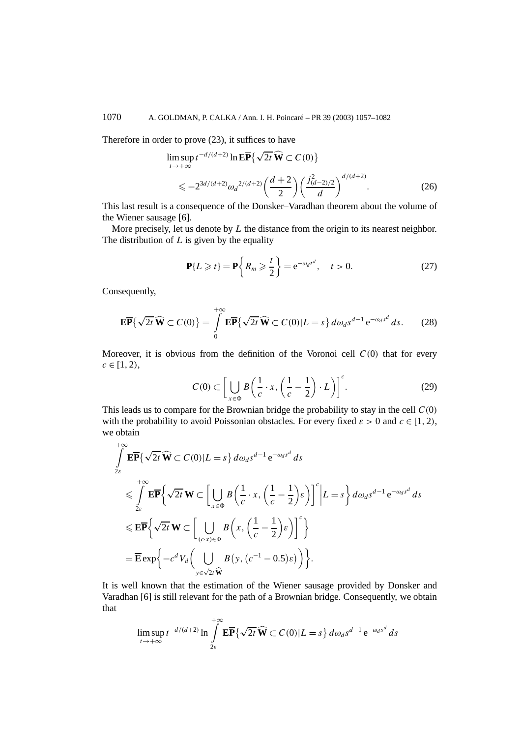Therefore in order to prove (23), it suffices to have

$$\limsup_{t\to+\infty} t^{-d/(d+2)} \ln \mathbf{E}\overline{\mathbf{P}}\big\{\sqrt{2t}\,\widehat{\mathbf{W}} \subset C(0)\big\} \leqslant -2^{3d/(d+2)} {\omega_d}^{2/(d+2)} \left(\frac{d+2}{2}\right)\left(\frac{j^2_{(d-2)/2}}{d}\right)^{d/(d+2)}. \tag{26}$$

This last result is a consequence of the Donsker–Varadhan theorem about the volume of the Wiener sausage [6].

More precisely, let us denote by $L$ the distance from the origin to its nearest neighbor. The distribution of $L$ is given by the equality

$$\mathbf{P}\{L \geqslant t\} = \mathbf{P}\left\{R_m \geqslant \frac{t}{2}\right\} = \mathrm{e}^{-\omega_d t^d}, \quad t > 0. \tag{27}$$

Consequently,

$$\mathbf{E}\overline{\mathbf{P}}\big\{\sqrt{2t}\,\widehat{\mathbf{W}} \subset C(0)\big\} = \int_0^{+\infty} \mathbf{E}\overline{\mathbf{P}}\big\{\sqrt{2t}\,\widehat{\mathbf{W}} \subset C(0)|L=s\big\}\, d\omega_d s^{d-1}\,\mathrm{e}^{-\omega_d s^d}\, ds. \tag{28}$$

Moreover, it is obvious from the definition of the Voronoi cell $C(0)$ that for every $c \in [1,2)$,

$$C(0) \subset \left[\bigcup_{x\in\Phi} B\left(\frac{1}{c}\cdot x, \left(\frac{1}{c}-\frac{1}{2}\right)\cdot L\right)\right]^c. \tag{29}$$

This leads us to compare for the Brownian bridge the probability to stay in the cell $C(0)$ with the probability to avoid Poissonian obstacles. For every fixed $\varepsilon > 0$ and $c \in [1,2)$, we obtain

$$\begin{aligned}
&\int_{2\varepsilon}^{+\infty} \mathbf{E}\overline{\mathbf{P}}\big\{\sqrt{2t}\,\widehat{\mathbf{W}} \subset C(0)|L=s\big\}\, d\omega_d s^{d-1}\,\mathrm{e}^{-\omega_d s^d}\, ds \\
&\leqslant \int_{2\varepsilon}^{+\infty} \mathbf{E}\overline{\mathbf{P}}\left\{\sqrt{2t}\,\mathbf{W} \subset \left[\bigcup_{x\in\Phi} B\left(\frac{1}{c}\cdot x, \left(\frac{1}{c}-\frac{1}{2}\right)\varepsilon\right)\right]^c \middle| L=s\right\} d\omega_d s^{d-1}\,\mathrm{e}^{-\omega_d s^d}\, ds \\
&\leqslant \mathbf{E}\overline{\mathbf{P}}\left\{\sqrt{2t}\,\mathbf{W} \subset \left[\bigcup_{(c\cdot x)\in\Phi} B\left(x, \left(\frac{1}{c}-\frac{1}{2}\right)\varepsilon\right)\right]^c\right\} \\
&= \overline{\mathbf{E}} \exp\left\{-c^d V_d\left(\bigcup_{y\in\sqrt{2t}\,\widehat{\mathbf{W}}} B\big(y, (c^{-1}-0.5)\varepsilon\big)\right)\right\}.
\end{aligned}$$

It is well known that the estimation of the Wiener sausage provided by Donsker and Varadhan [6] is still relevant for the path of a Brownian bridge. Consequently, we obtain that

$$\limsup_{t\to+\infty} t^{-d/(d+2)} \ln \int_{2\varepsilon}^{+\infty} \mathbf{E}\overline{\mathbf{P}}\big\{\sqrt{2t}\,\widehat{\mathbf{W}} \subset C(0)|L=s\big\}\, d\omega_d s^{d-1}\,\mathrm{e}^{-\omega_d s^d}\, ds$$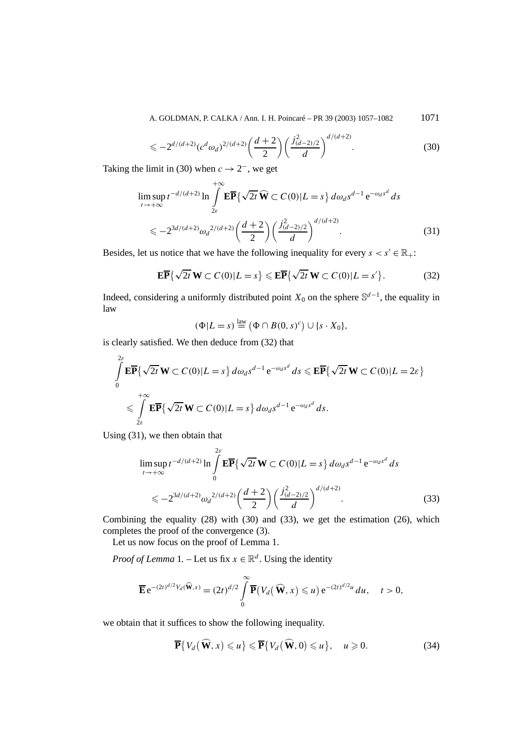$$\leqslant -2^{d/(d+2)}(c^d\omega_d)^{2/(d+2)}\left(\frac{d+2}{2}\right)\left(\frac{j^2_{(d-2)/2}}{d}\right)^{d/(d+2)}. \tag{30}$$

Taking the limit in (30) when $c \to 2^-$, we get

$$\limsup_{t\to+\infty} t^{-d/(d+2)} \ln \int_{2\varepsilon}^{+\infty} \mathbf{E}\overline{\mathbf{P}}\{\sqrt{2t}\,\widehat{\mathbf{W}} \subset C(0)|L=s\}\, d\omega_d s^{d-1} \mathrm{e}^{-\omega_d s^d}\, ds$$
$$\leqslant -2^{3d/(d+2)}{\omega_d}^{2/(d+2)}\left(\frac{d+2}{2}\right)\left(\frac{j^2_{(d-2)/2}}{d}\right)^{d/(d+2)}. \tag{31}$$

Besides, let us notice that we have the following inequality for every $s < s' \in \mathbb{R}_+$:

$$\mathbf{E}\overline{\mathbf{P}}\{\sqrt{2t}\,\mathbf{W} \subset C(0)|L=s\} \leqslant \mathbf{E}\overline{\mathbf{P}}\{\sqrt{2t}\,\mathbf{W} \subset C(0)|L=s'\}. \tag{32}$$

Indeed, considering a uniformly distributed point $X_0$ on the sphere $\mathbb{S}^{d-1}$, the equality in law

$$(\Phi|L=s) \overset{\text{law}}{=} \left(\Phi \cap B(0,s)^c\right) \cup \{s \cdot X_0\},$$

is clearly satisfied. We then deduce from (32) that

$$\int_0^{2\varepsilon} \mathbf{E}\overline{\mathbf{P}}\{\sqrt{2t}\,\mathbf{W} \subset C(0)|L=s\}\, d\omega_d s^{d-1}\mathrm{e}^{-\omega_d s^d}\, ds \leqslant \mathbf{E}\overline{\mathbf{P}}\{\sqrt{2t}\,\mathbf{W} \subset C(0)|L=2\varepsilon\}$$
$$\leqslant \int_{2\varepsilon}^{+\infty} \mathbf{E}\overline{\mathbf{P}}\{\sqrt{2t}\,\mathbf{W} \subset C(0)|L=s\}\, d\omega_d s^{d-1}\mathrm{e}^{-\omega_d s^d}\, ds.$$

Using (31), we then obtain that

$$\limsup_{t\to+\infty} t^{-d/(d+2)} \ln \int_0^{2\varepsilon} \mathbf{E}\overline{\mathbf{P}}\{\sqrt{2t}\,\mathbf{W} \subset C(0)|L=s\}\, d\omega_d s^{d-1} \mathrm{e}^{-\omega_d s^d}\, ds$$
$$\leqslant -2^{3d/(d+2)}{\omega_d}^{2/(d+2)}\left(\frac{d+2}{2}\right)\left(\frac{j^2_{(d-2)/2}}{d}\right)^{d/(d+2)}. \tag{33}$$

Combining the equality (28) with (30) and (33), we get the estimation (26), which completes the proof of the convergence (3).

Let us now focus on the proof of Lemma 1.

*Proof of Lemma* 1. – Let us fix $x \in \mathbb{R}^d$. Using the identity

$$\overline{\mathbf{E}}\,\mathrm{e}^{-(2t)^{d/2}V_d(\widehat{\mathbf{W}},x)} = (2t)^{d/2}\int_0^{\infty} \overline{\mathbf{P}}\left(V_d\left(\widehat{\mathbf{W}},x\right) \leqslant u\right)\mathrm{e}^{-(2t)^{d/2}u}\, du, \quad t>0,$$

we obtain that it suffices to show the following inequality.

$$\overline{\mathbf{P}}\left\{V_d\left(\widehat{\mathbf{W}},x\right) \leqslant u\right\} \leqslant \overline{\mathbf{P}}\left\{V_d\left(\widehat{\mathbf{W}},0\right) \leqslant u\right\}, \quad u \geqslant 0. \tag{34}$$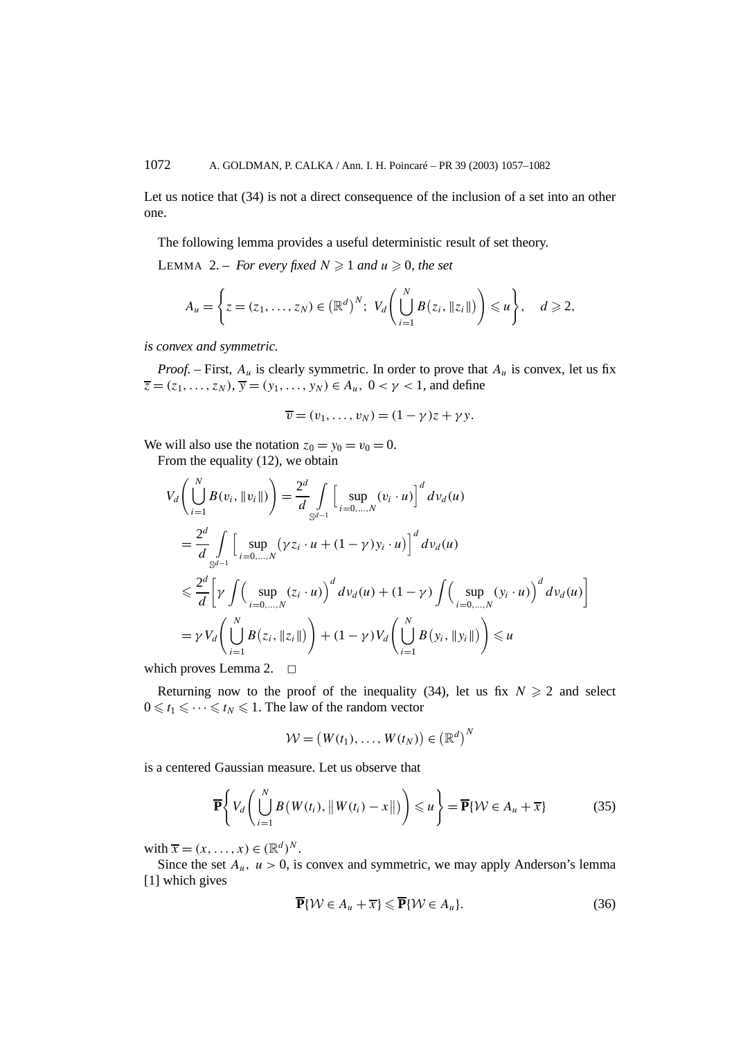Let us notice that (34) is not a direct consequence of the inclusion of a set into an other one.

The following lemma provides a useful deterministic result of set theory.

LEMMA 2. – *For every fixed $N \geqslant 1$ and $u \geqslant 0$, the set*

$$A_u = \left\{ z = (z_1, \dots, z_N) \in (\mathbb{R}^d)^N;\ V_d\left( \bigcup_{i=1}^N B(z_i, \|z_i\|) \right) \leqslant u \right\}, \quad d \geqslant 2,$$

*is convex and symmetric.*

*Proof.* – First, $A_u$ is clearly symmetric. In order to prove that $A_u$ is convex, let us fix $\overline{z} = (z_1, \dots, z_N), \overline{y} = (y_1, \dots, y_N) \in A_u,\ 0 < \gamma < 1$, and define

$$\overline{v} = (v_1, \dots, v_N) = (1 - \gamma) z + \gamma y.$$

We will also use the notation $z_0 = y_0 = v_0 = 0$.

From the equality (12), we obtain

$$\begin{aligned}
V_d\left( \bigcup_{i=1}^N B(v_i, \|v_i\|) \right) &= \frac{2^d}{d} \int_{\mathbb{S}^{d-1}} \Big[ \sup_{i=0,\dots,N} (v_i \cdot u) \Big]^d \, d\nu_d(u) \\
&= \frac{2^d}{d} \int_{\mathbb{S}^{d-1}} \Big[ \sup_{i=0,\dots,N} \big( \gamma z_i \cdot u + (1-\gamma) y_i \cdot u \big) \Big]^d \, d\nu_d(u) \\
&\leqslant \frac{2^d}{d} \left[ \gamma \int \Big( \sup_{i=0,\dots,N} (z_i \cdot u) \Big)^d d\nu_d(u) + (1-\gamma) \int \Big( \sup_{i=0,\dots,N} (y_i \cdot u) \Big)^d d\nu_d(u) \right] \\
&= \gamma V_d\left( \bigcup_{i=1}^N B(z_i, \|z_i\|) \right) + (1-\gamma) V_d\left( \bigcup_{i=1}^N B(y_i, \|y_i\|) \right) \leqslant u
\end{aligned}$$

which proves Lemma 2. $\square$

Returning now to the proof of the inequality (34), let us fix $N \geqslant 2$ and select $0 \leqslant t_1 \leqslant \cdots \leqslant t_N \leqslant 1$. The law of the random vector

$$\mathcal{W} = \big( W(t_1), \dots, W(t_N) \big) \in (\mathbb{R}^d)^N$$

is a centered Gaussian measure. Let us observe that

$$\overline{\mathbf{P}}\left\{ V_d\left( \bigcup_{i=1}^N B\big(W(t_i), \|W(t_i) - x\|\big) \right) \leqslant u \right\} = \overline{\mathbf{P}}\{\mathcal{W} \in A_u + \overline{x}\} \tag{35}$$

with $\overline{x} = (x, \dots, x) \in (\mathbb{R}^d)^N$.

Since the set $A_u,\ u > 0$, is convex and symmetric, we may apply Anderson's lemma [1] which gives

$$\overline{\mathbf{P}}\{\mathcal{W} \in A_u + \overline{x}\} \leqslant \overline{\mathbf{P}}\{\mathcal{W} \in A_u\}. \tag{36}$$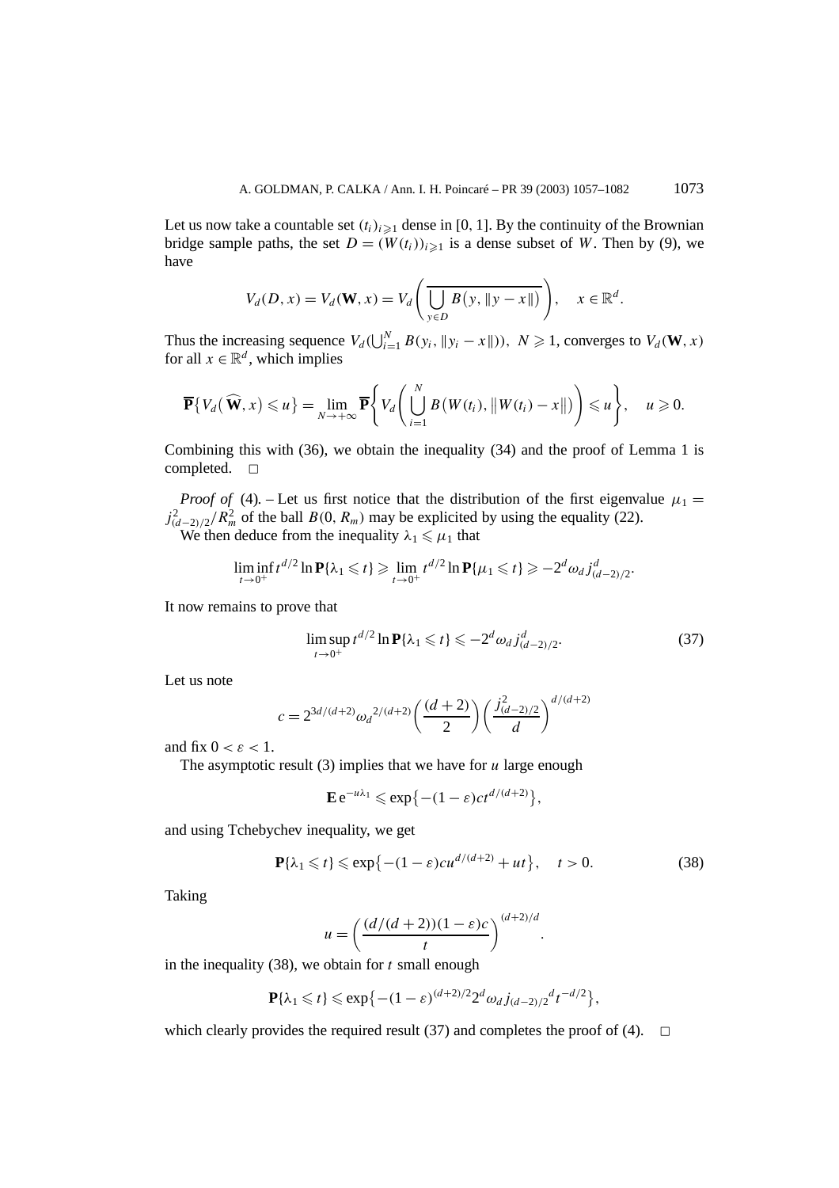Let us now take a countable set $(t_i)_{i\geqslant 1}$ dense in $[0,1]$. By the continuity of the Brownian bridge sample paths, the set $D=(W(t_i))_{i\geqslant 1}$ is a dense subset of $W$. Then by (9), we have

$$V_d(D,x)=V_d(\mathbf{W},x)=V_d\left(\overline{\bigcup_{y\in D} B\big(y,\|y-x\|\big)}\right),\quad x\in\mathbb{R}^d.$$

Thus the increasing sequence $V_d(\bigcup_{i=1}^N B(y_i,\|y_i-x\|))$, $N\geqslant 1$, converges to $V_d(\mathbf{W},x)$ for all $x\in\mathbb{R}^d$, which implies

$$\overline{\mathbf{P}}\big\{V_d\big(\widehat{\mathbf{W}},x\big)\leqslant u\big\}=\lim_{N\to+\infty}\overline{\mathbf{P}}\left\{V_d\left(\bigcup_{i=1}^N B\big(W(t_i),\big\|W(t_i)-x\big\|\big)\right)\leqslant u\right\},\quad u\geqslant 0.$$

Combining this with (36), we obtain the inequality (34) and the proof of Lemma 1 is completed. $\square$

*Proof of* (4). – Let us first notice that the distribution of the first eigenvalue $\mu_1=j^2_{(d-2)/2}/R_m^2$ of the ball $B(0,R_m)$ may be explicited by using the equality (22).

We then deduce from the inequality $\lambda_1\leqslant\mu_1$ that

$$\liminf_{t\to 0^+} t^{d/2}\ln\mathbf{P}\{\lambda_1\leqslant t\}\geqslant\lim_{t\to 0^+}t^{d/2}\ln\mathbf{P}\{\mu_1\leqslant t\}\geqslant -2^d\omega_d j^d_{(d-2)/2}.$$

It now remains to prove that

$$\limsup_{t\to 0^+} t^{d/2}\ln\mathbf{P}\{\lambda_1\leqslant t\}\leqslant -2^d\omega_d j^d_{(d-2)/2}. \tag{37}$$

Let us note

$$c=2^{3d/(d+2)}{\omega_d}^{2/(d+2)}\left(\frac{(d+2)}{2}\right)\left(\frac{j^2_{(d-2)/2}}{d}\right)^{d/(d+2)}$$

and fix $0<\varepsilon<1$.

The asymptotic result (3) implies that we have for $u$ large enough

$$\mathbf{E}\,e^{-u\lambda_1}\leqslant\exp\big\{-(1-\varepsilon)ct^{d/(d+2)}\big\},$$

and using Tchebychev inequality, we get

$$\mathbf{P}\{\lambda_1\leqslant t\}\leqslant\exp\big\{-(1-\varepsilon)cu^{d/(d+2)}+ut\big\},\quad t>0. \tag{38}$$

Taking

$$u=\left(\frac{(d/(d+2))(1-\varepsilon)c}{t}\right)^{(d+2)/d}.$$

in the inequality (38), we obtain for $t$ small enough

$$\mathbf{P}\{\lambda_1\leqslant t\}\leqslant\exp\big\{-(1-\varepsilon)^{(d+2)/2}2^d\omega_d {j_{(d-2)/2}}^d t^{-d/2}\big\},$$

which clearly provides the required result (37) and completes the proof of (4). $\square$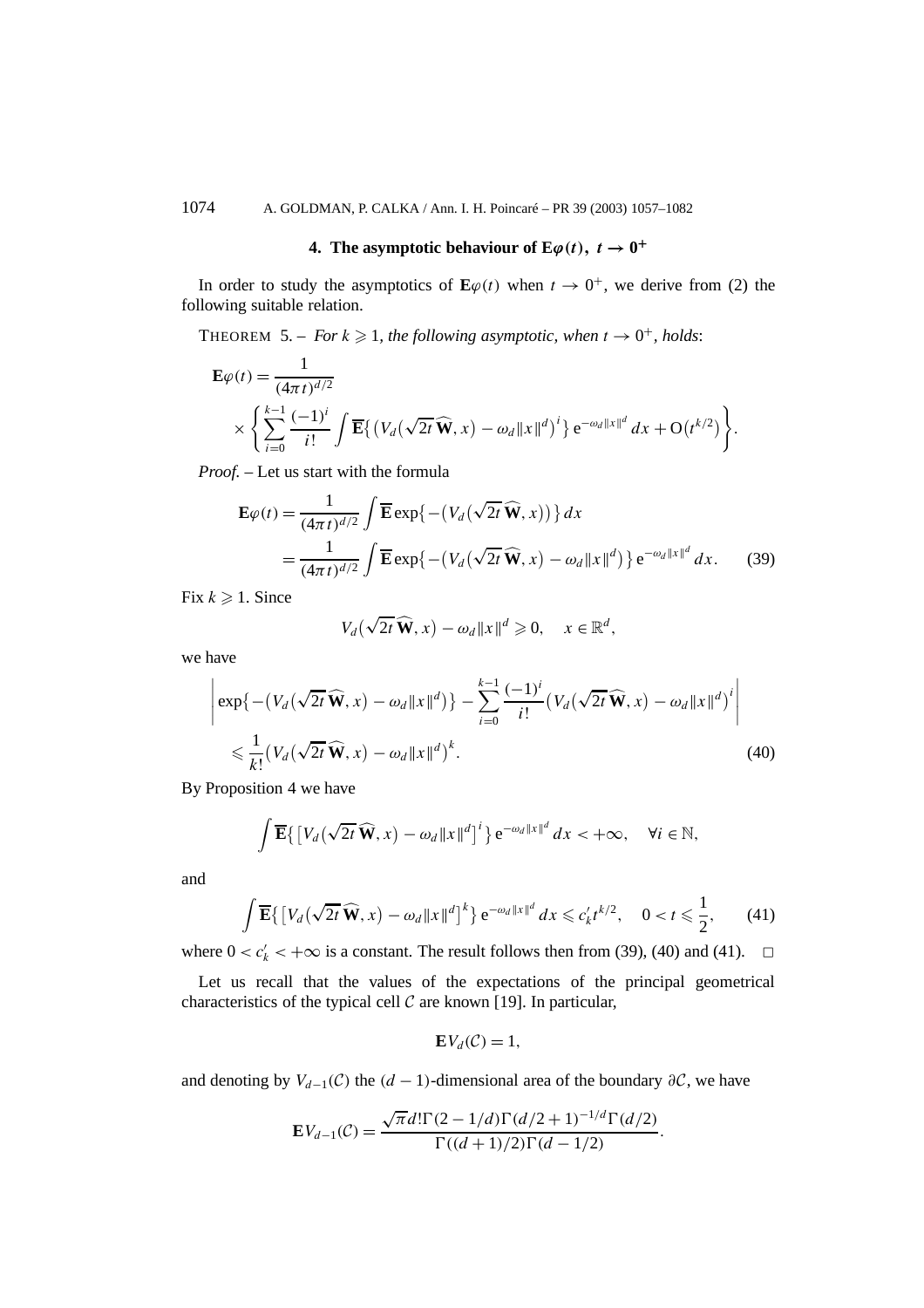## 4. The asymptotic behaviour of $\mathbf{E}\varphi(t)$, $t \to 0^+$

In order to study the asymptotics of $\mathbf{E}\varphi(t)$ when $t \to 0^+$, we derive from (2) the following suitable relation.

THEOREM 5. – *For $k \geqslant 1$, the following asymptotic, when $t \to 0^+$, holds*:

$$\mathbf{E}\varphi(t) = \frac{1}{(4\pi t)^{d/2}} \times \left\{ \sum_{i=0}^{k-1} \frac{(-1)^i}{i!} \int \overline{\mathbf{E}}\left\{ \left(V_d\left(\sqrt{2t}\,\widehat{\mathbf{W}}, x\right) - \omega_d \|x\|^d\right)^i \right\} \mathrm{e}^{-\omega_d \|x\|^d}\, dx + \mathrm{O}\left(t^{k/2}\right) \right\}.$$

*Proof.* – Let us start with the formula

$$\begin{aligned}
\mathbf{E}\varphi(t) &= \frac{1}{(4\pi t)^{d/2}} \int \overline{\mathbf{E}} \exp\left\{-\left(V_d\left(\sqrt{2t}\,\widehat{\mathbf{W}}, x\right)\right)\right\} dx \\
&= \frac{1}{(4\pi t)^{d/2}} \int \overline{\mathbf{E}} \exp\left\{-\left(V_d\left(\sqrt{2t}\,\widehat{\mathbf{W}}, x\right) - \omega_d \|x\|^d\right)\right\} \mathrm{e}^{-\omega_d \|x\|^d}\, dx. \qquad (39)
\end{aligned}$$

Fix $k \geqslant 1$. Since

$$V_d\left(\sqrt{2t}\,\widehat{\mathbf{W}}, x\right) - \omega_d \|x\|^d \geqslant 0, \quad x \in \mathbb{R}^d,$$

we have

$$\begin{aligned}
&\left| \exp\left\{-\left(V_d\left(\sqrt{2t}\,\widehat{\mathbf{W}}, x\right) - \omega_d \|x\|^d\right)\right\} - \sum_{i=0}^{k-1} \frac{(-1)^i}{i!} \left(V_d\left(\sqrt{2t}\,\widehat{\mathbf{W}}, x\right) - \omega_d \|x\|^d\right)^i \right| \\
&\quad \leqslant \frac{1}{k!} \left(V_d\left(\sqrt{2t}\,\widehat{\mathbf{W}}, x\right) - \omega_d \|x\|^d\right)^k. \qquad (40)
\end{aligned}$$

By Proposition 4 we have

$$\int \overline{\mathbf{E}}\left\{ \left[V_d\left(\sqrt{2t}\,\widehat{\mathbf{W}}, x\right) - \omega_d \|x\|^d\right]^i \right\} \mathrm{e}^{-\omega_d \|x\|^d}\, dx < +\infty, \quad \forall i \in \mathbb{N},$$

and

$$\int \overline{\mathbf{E}}\left\{ \left[V_d\left(\sqrt{2t}\,\widehat{\mathbf{W}}, x\right) - \omega_d \|x\|^d\right]^k \right\} \mathrm{e}^{-\omega_d \|x\|^d}\, dx \leqslant c_k' t^{k/2}, \quad 0 < t \leqslant \frac{1}{2}, \qquad (41)$$

where $0 < c_k' < +\infty$ is a constant. The result follows then from (39), (40) and (41). $\square$

Let us recall that the values of the expectations of the principal geometrical characteristics of the typical cell $\mathcal{C}$ are known [19]. In particular,

$$\mathbf{E}V_d(\mathcal{C}) = 1,$$

and denoting by $V_{d-1}(\mathcal{C})$ the $(d-1)$-dimensional area of the boundary $\partial\mathcal{C}$, we have

$$\mathbf{E}V_{d-1}(\mathcal{C}) = \frac{\sqrt{\pi}\, d!\, \Gamma(2 - 1/d)\, \Gamma(d/2 + 1)^{-1/d}\, \Gamma(d/2)}{\Gamma((d+1)/2)\, \Gamma(d - 1/2)}.$$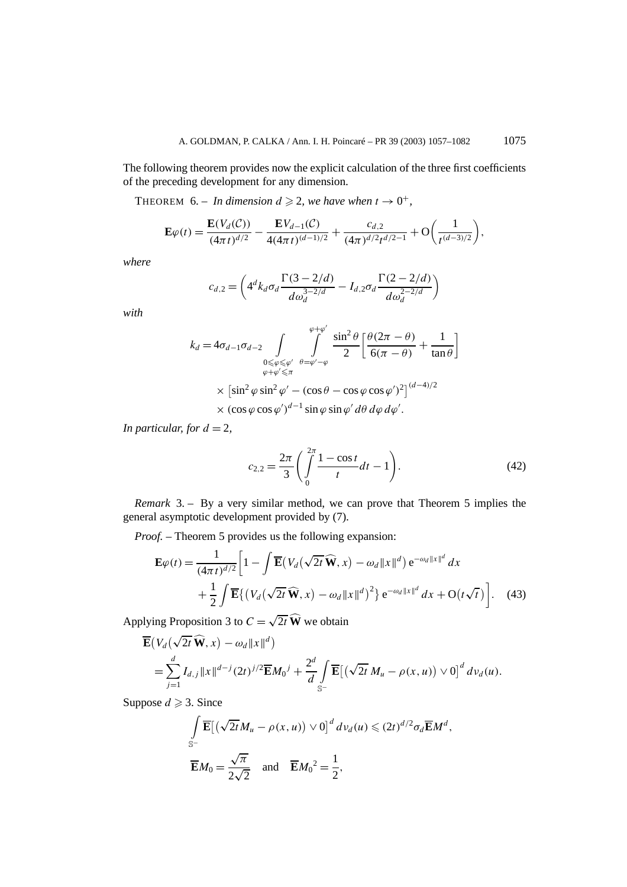The following theorem provides now the explicit calculation of the three first coefficients of the preceding development for any dimension.

THEOREM 6. – *In dimension $d \geqslant 2$, we have when $t \to 0^+$,*

$$\mathbf{E}\varphi(t) = \frac{\mathbf{E}(V_d(\mathcal{C}))}{(4\pi t)^{d/2}} - \frac{\mathbf{E}V_{d-1}(\mathcal{C})}{4(4\pi t)^{(d-1)/2}} + \frac{c_{d,2}}{(4\pi)^{d/2} t^{d/2-1}} + \mathrm{O}\left(\frac{1}{t^{(d-3)/2}}\right),$$

*where*

$$c_{d,2} = \left(4^d k_d \sigma_d \frac{\Gamma(3-2/d)}{d\omega_d^{3-2/d}} - I_{d,2}\sigma_d \frac{\Gamma(2-2/d)}{d\omega_d^{2-2/d}}\right)$$

*with*

$$\begin{aligned}
k_d = 4\sigma_{d-1}\sigma_{d-2} \int\limits_{\substack{0 \leqslant \varphi \leqslant \varphi' \\ \varphi+\varphi' \leqslant \pi}} \int\limits_{\theta=\varphi'-\varphi}^{\varphi+\varphi'} \frac{\sin^2\theta}{2}\left[\frac{\theta(2\pi-\theta)}{6(\pi-\theta)} + \frac{1}{\tan\theta}\right] \\
\times \left[\sin^2\varphi \sin^2\varphi' - (\cos\theta - \cos\varphi\cos\varphi')^2\right]^{(d-4)/2} \\
\times (\cos\varphi\cos\varphi')^{d-1} \sin\varphi \sin\varphi' \, d\theta \, d\varphi \, d\varphi'.
\end{aligned}$$

*In particular, for $d = 2$,*

$$c_{2,2} = \frac{2\pi}{3}\left(\int_0^{2\pi} \frac{1-\cos t}{t} dt - 1\right). \tag{42}$$

*Remark* 3. – By a very similar method, we can prove that Theorem 5 implies the general asymptotic development provided by (7).

*Proof.* – Theorem 5 provides us the following expansion:

$$\begin{aligned}
\mathbf{E}\varphi(t) = \frac{1}{(4\pi t)^{d/2}}\bigg[1 - \int \overline{\mathbf{E}}\big(V_d\big(\sqrt{2t}\,\widehat{\mathbf{W}}, x\big) - \omega_d \|x\|^d\big) \, \mathrm{e}^{-\omega_d \|x\|^d} \, dx \\
+ \frac{1}{2}\int \overline{\mathbf{E}}\big\{\big(V_d\big(\sqrt{2t}\,\widehat{\mathbf{W}}, x\big) - \omega_d \|x\|^d\big)^2\big\} \, \mathrm{e}^{-\omega_d \|x\|^d} \, dx + \mathrm{O}\big(t\sqrt{t}\big)\bigg].
\end{aligned} \tag{43}$$

Applying Proposition 3 to $C = \sqrt{2t}\,\widehat{\mathbf{W}}$ we obtain

$$\begin{aligned}
&\overline{\mathbf{E}}\big(V_d\big(\sqrt{2t}\,\widehat{\mathbf{W}}, x\big) - \omega_d \|x\|^d\big) \\
&= \sum_{j=1}^{d} I_{d,j} \|x\|^{d-j} (2t)^{j/2} \overline{\mathbf{E}} {M_0}^j + \frac{2^d}{d} \int_{\mathbb{S}^-} \overline{\mathbf{E}}\big[\big(\sqrt{2t}\, M_u - \rho(x,u)\big) \vee 0\big]^d \, d\nu_d(u).
\end{aligned}$$

Suppose $d \geqslant 3$. Since

$$\int_{\mathbb{S}^-} \overline{\mathbf{E}}\big[\big(\sqrt{2t} M_u - \rho(x,u)\big) \vee 0\big]^d \, d\nu_d(u) \leqslant (2t)^{d/2} \sigma_d \overline{\mathbf{E}} M^d,$$

$$\overline{\mathbf{E}} M_0 = \frac{\sqrt{\pi}}{2\sqrt{2}} \quad \text{and} \quad \overline{\mathbf{E}} {M_0}^2 = \frac{1}{2},$$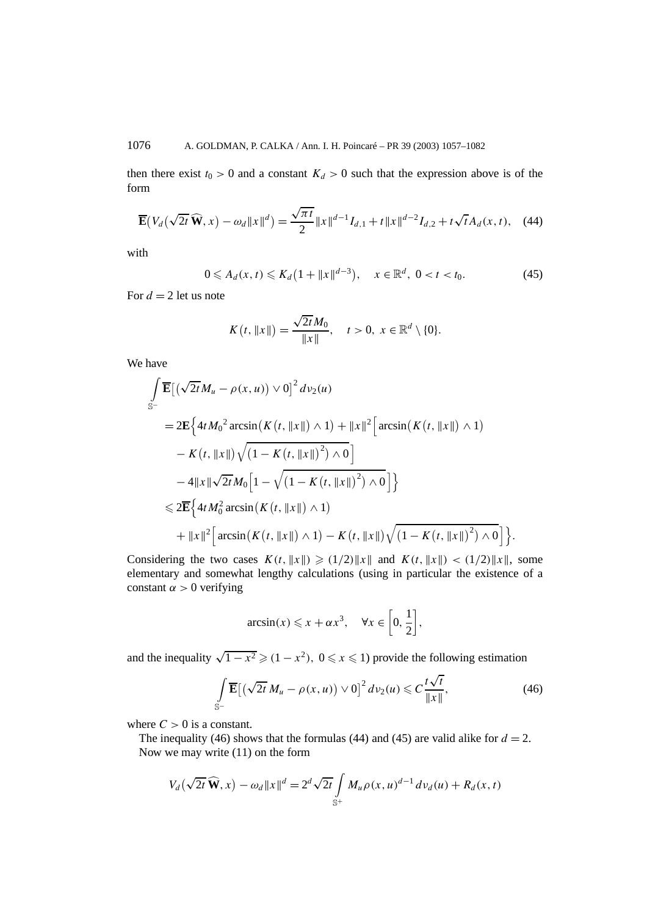then there exist $t_0 > 0$ and a constant $K_d > 0$ such that the expression above is of the form

$$\overline{\mathbf{E}}\big(V_d\big(\sqrt{2t}\,\widehat{\mathbf{W}}, x\big) - \omega_d \|x\|^d\big) = \frac{\sqrt{\pi t}}{2}\|x\|^{d-1} I_{d,1} + t\|x\|^{d-2} I_{d,2} + t\sqrt{t} A_d(x,t), \quad (44)$$

with

$$0 \leqslant A_d(x,t) \leqslant K_d\big(1 + \|x\|^{d-3}\big), \quad x \in \mathbb{R}^d,\ 0 < t < t_0. \quad (45)$$

For $d = 2$ let us note

$$K\big(t, \|x\|\big) = \frac{\sqrt{2t}M_0}{\|x\|}, \quad t > 0,\ x \in \mathbb{R}^d \setminus \{0\}.$$

We have

$$\begin{aligned}
&\int_{\mathbb{S}^-} \overline{\mathbf{E}}\big[\big(\sqrt{2t}M_u - \rho(x,u)\big) \vee 0\big]^2 \, d\nu_2(u) \\
&= 2\mathbf{E}\Big\{4t{M_0}^2 \arcsin\big(K\big(t,\|x\|\big) \wedge 1\big) + \|x\|^2\Big[\arcsin\big(K\big(t,\|x\|\big) \wedge 1\big) \\
&\quad - K\big(t,\|x\|\big)\sqrt{\big(1 - K\big(t,\|x\|\big)^2\big) \wedge 0}\Big] \\
&\quad - 4\|x\|\sqrt{2t}M_0\Big[1 - \sqrt{\big(1 - K\big(t,\|x\|\big)^2\big) \wedge 0}\Big]\Big\} \\
&\leqslant 2\overline{\mathbf{E}}\Big\{4tM_0^2 \arcsin\big(K\big(t,\|x\|\big) \wedge 1\big) \\
&\quad + \|x\|^2\Big[\arcsin\big(K\big(t,\|x\|\big) \wedge 1\big) - K\big(t,\|x\|\big)\sqrt{\big(1 - K\big(t,\|x\|\big)^2\big) \wedge 0}\Big]\Big\}.
\end{aligned}$$

Considering the two cases $K(t,\|x\|) \geqslant (1/2)\|x\|$ and $K(t,\|x\|) < (1/2)\|x\|$, some elementary and somewhat lengthy calculations (using in particular the existence of a constant $\alpha > 0$ verifying

$$\arcsin(x) \leqslant x + \alpha x^3, \quad \forall x \in \left[0, \frac{1}{2}\right],$$

and the inequality $\sqrt{1 - x^2} \geqslant (1 - x^2)$, $0 \leqslant x \leqslant 1$) provide the following estimation

$$\int_{\mathbb{S}^-} \overline{\mathbf{E}}\big[\big(\sqrt{2t}\,M_u - \rho(x,u)\big) \vee 0\big]^2 \, d\nu_2(u) \leqslant C\frac{t\sqrt{t}}{\|x\|}, \quad (46)$$

where $C > 0$ is a constant.

The inequality (46) shows that the formulas (44) and (45) are valid alike for $d = 2$.

Now we may write (11) on the form

$$V_d\big(\sqrt{2t}\,\widehat{\mathbf{W}}, x\big) - \omega_d\|x\|^d = 2^d\sqrt{2t}\int_{\mathbb{S}^+} M_u \rho(x,u)^{d-1} \, d\nu_d(u) + R_d(x,t)$$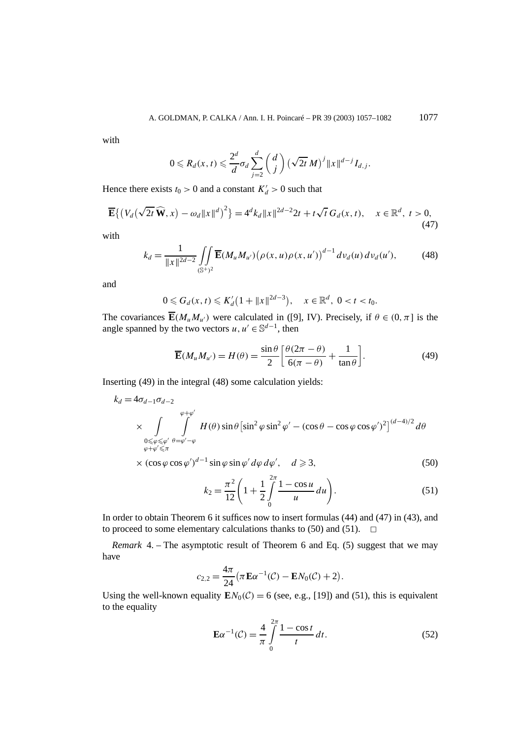with

$$0 \leqslant R_d(x,t) \leqslant \frac{2^d}{d}\sigma_d \sum_{j=2}^{d} \binom{d}{j} \left(\sqrt{2t}\,M\right)^j \|x\|^{d-j} I_{d,j}.$$

Hence there exists $t_0 > 0$ and a constant $K_d' > 0$ such that

$$\overline{\mathbf{E}}\big\{\big(V_d\big(\sqrt{2t}\,\widehat{\mathbf{W}}, x\big) - \omega_d \|x\|^d\big)^2\big\} = 4^d k_d \|x\|^{2d-2} 2t + t\sqrt{t}\,G_d(x,t), \quad x \in \mathbb{R}^d,\ t > 0, \tag{47}$$

with

$$k_d = \frac{1}{\|x\|^{2d-2}} \iint_{(\mathbb{S}^+)^2} \overline{\mathbf{E}}(M_u M_{u'}) \big(\rho(x,u)\rho(x,u')\big)^{d-1} \, d\nu_d(u)\, d\nu_d(u'), \tag{48}$$

and

$$0 \leqslant G_d(x,t) \leqslant K_d'\big(1 + \|x\|^{2d-3}\big), \quad x \in \mathbb{R}^d,\ 0 < t < t_0.$$

The covariances $\overline{\mathbf{E}}(M_u M_{u'})$ were calculated in ([9], IV). Precisely, if $\theta \in (0, \pi]$ is the angle spanned by the two vectors $u, u' \in \mathbb{S}^{d-1}$, then

$$\overline{\mathbf{E}}(M_u M_{u'}) = H(\theta) = \frac{\sin\theta}{2}\left[\frac{\theta(2\pi - \theta)}{6(\pi - \theta)} + \frac{1}{\tan\theta}\right]. \tag{49}$$

Inserting (49) in the integral (48) some calculation yields:

$$\begin{aligned}
k_d = {} & 4\sigma_{d-1}\sigma_{d-2} \\
& \times \int_{\substack{0 \leqslant \varphi \leqslant \varphi' \\ \varphi + \varphi' \leqslant \pi}} \int_{\theta = \varphi' - \varphi}^{\varphi + \varphi'} H(\theta) \sin\theta \left[\sin^2\varphi \sin^2\varphi' - (\cos\theta - \cos\varphi\cos\varphi')^2\right]^{(d-4)/2} d\theta \\
& \times (\cos\varphi\cos\varphi')^{d-1} \sin\varphi \sin\varphi' \, d\varphi \, d\varphi', \quad d \geqslant 3,
\end{aligned} \tag{50}$$

$$k_2 = \frac{\pi^2}{12}\left(1 + \frac{1}{2}\int_0^{2\pi} \frac{1 - \cos u}{u}\, du\right). \tag{51}$$

In order to obtain Theorem 6 it suffices now to insert formulas (44) and (47) in (43), and to proceed to some elementary calculations thanks to (50) and (51). $\square$

*Remark* 4. – The asymptotic result of Theorem 6 and Eq. (5) suggest that we may have

$$c_{2,2} = \frac{4\pi}{24}\big(\pi\,\mathbf{E}\alpha^{-1}(\mathcal{C}) - \mathbf{E}N_0(\mathcal{C}) + 2\big).$$

Using the well-known equality $\mathbf{E}N_0(\mathcal{C}) = 6$ (see, e.g., [19]) and (51), this is equivalent to the equality

$$\mathbf{E}\alpha^{-1}(\mathcal{C}) = \frac{4}{\pi}\int_0^{2\pi} \frac{1 - \cos t}{t}\, dt. \tag{52}$$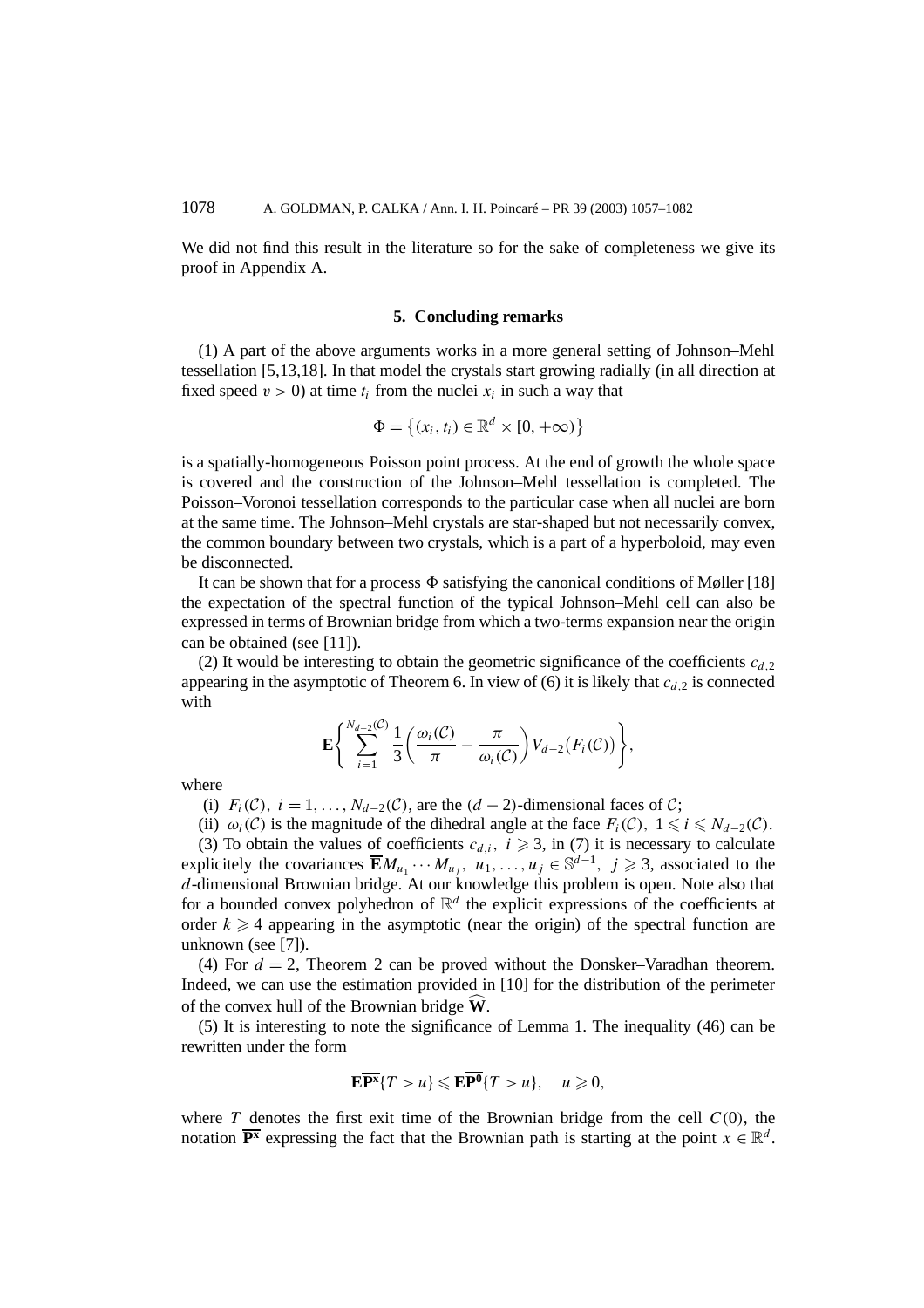We did not find this result in the literature so for the sake of completeness we give its proof in Appendix A.

## 5. Concluding remarks

(1) A part of the above arguments works in a more general setting of Johnson–Mehl tessellation [5,13,18]. In that model the crystals start growing radially (in all direction at fixed speed $v > 0$) at time $t_i$ from the nuclei $x_i$ in such a way that

$$\Phi = \{(x_i, t_i) \in \mathbb{R}^d \times [0, +\infty)\}$$

is a spatially-homogeneous Poisson point process. At the end of growth the whole space is covered and the construction of the Johnson–Mehl tessellation is completed. The Poisson–Voronoi tessellation corresponds to the particular case when all nuclei are born at the same time. The Johnson–Mehl crystals are star-shaped but not necessarily convex, the common boundary between two crystals, which is a part of a hyperboloid, may even be disconnected.

It can be shown that for a process $\Phi$ satisfying the canonical conditions of Møller [18] the expectation of the spectral function of the typical Johnson–Mehl cell can also be expressed in terms of Brownian bridge from which a two-terms expansion near the origin can be obtained (see [11]).

(2) It would be interesting to obtain the geometric significance of the coefficients $c_{d,2}$ appearing in the asymptotic of Theorem 6. In view of (6) it is likely that $c_{d,2}$ is connected with

$$\mathbf{E}\left\{\sum_{i=1}^{N_{d-2}(\mathcal{C})} \frac{1}{3}\left(\frac{\omega_i(\mathcal{C})}{\pi} - \frac{\pi}{\omega_i(\mathcal{C})}\right) V_{d-2}\big(F_i(\mathcal{C})\big)\right\},$$

where

(i) $F_i(\mathcal{C}),\ i = 1, \ldots, N_{d-2}(\mathcal{C})$, are the $(d-2)$-dimensional faces of $\mathcal{C}$;

(ii) $\omega_i(\mathcal{C})$ is the magnitude of the dihedral angle at the face $F_i(\mathcal{C}),\ 1 \leqslant i \leqslant N_{d-2}(\mathcal{C})$.

(3) To obtain the values of coefficients $c_{d,i},\ i \geqslant 3$, in (7) it is necessary to calculate explicitely the covariances $\overline{\mathbf{E}} M_{u_1} \cdots M_{u_j},\ u_1, \ldots, u_j \in \mathbb{S}^{d-1},\ j \geqslant 3$, associated to the $d$-dimensional Brownian bridge. At our knowledge this problem is open. Note also that for a bounded convex polyhedron of $\mathbb{R}^d$ the explicit expressions of the coefficients at order $k \geqslant 4$ appearing in the asymptotic (near the origin) of the spectral function are unknown (see [7]).

(4) For $d = 2$, Theorem 2 can be proved without the Donsker–Varadhan theorem. Indeed, we can use the estimation provided in [10] for the distribution of the perimeter of the convex hull of the Brownian bridge $\widehat{\mathbf{W}}$.

(5) It is interesting to note the significance of Lemma 1. The inequality (46) can be rewritten under the form

$$\mathbf{E}\overline{\mathbf{P}^{\mathbf{x}}}\{T > u\} \leqslant \mathbf{E}\overline{\mathbf{P}^{\mathbf{0}}}\{T > u\}, \quad u \geqslant 0,$$

where $T$ denotes the first exit time of the Brownian bridge from the cell $C(0)$, the notation $\overline{\mathbf{P}^{\mathbf{x}}}$ expressing the fact that the Brownian path is starting at the point $x \in \mathbb{R}^d$.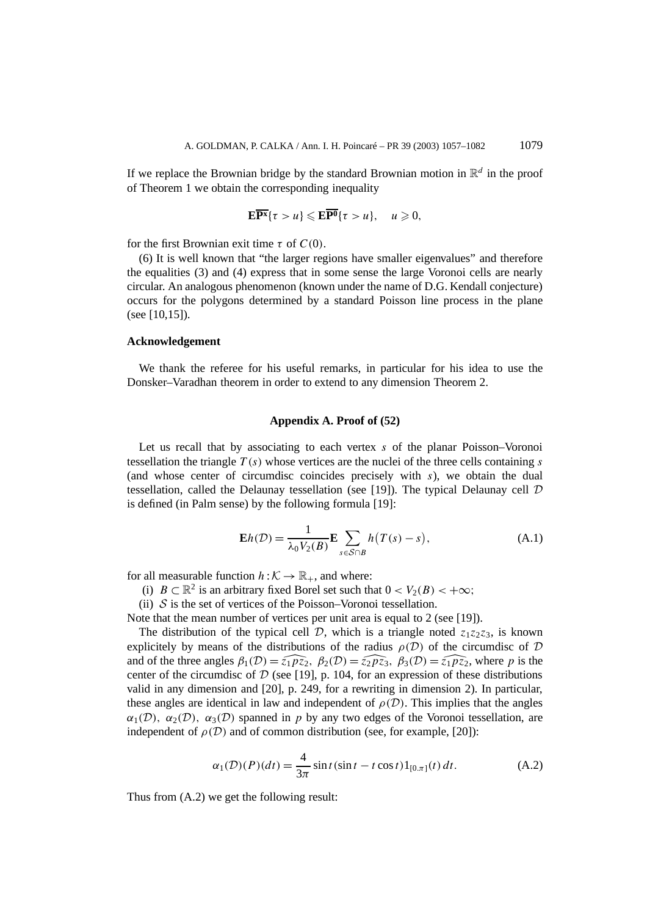If we replace the Brownian bridge by the standard Brownian motion in $\mathbb{R}^d$ in the proof of Theorem 1 we obtain the corresponding inequality

$$\mathbf{E}\overline{\mathbf{P}^{\mathbf{x}}}\{\tau > u\} \leqslant \mathbf{E}\overline{\mathbf{P}^{\mathbf{0}}}\{\tau > u\}, \quad u \geqslant 0,$$

for the first Brownian exit time $\tau$ of $C(0)$.

(6) It is well known that "the larger regions have smaller eigenvalues" and therefore the equalities (3) and (4) express that in some sense the large Voronoi cells are nearly circular. An analogous phenomenon (known under the name of D.G. Kendall conjecture) occurs for the polygons determined by a standard Poisson line process in the plane (see [10,15]).

### Acknowledgement

We thank the referee for his useful remarks, in particular for his idea to use the Donsker–Varadhan theorem in order to extend to any dimension Theorem 2.

## Appendix A. Proof of (52)

Let us recall that by associating to each vertex $s$ of the planar Poisson–Voronoi tessellation the triangle $T(s)$ whose vertices are the nuclei of the three cells containing $s$ (and whose center of circumdisc coincides precisely with $s$), we obtain the dual tessellation, called the Delaunay tessellation (see [19]). The typical Delaunay cell $\mathcal{D}$ is defined (in Palm sense) by the following formula [19]:

$$\mathbf{E}h(\mathcal{D}) = \frac{1}{\lambda_0 V_2(B)} \mathbf{E} \sum_{s \in \mathcal{S} \cap B} h\big(T(s) - s\big), \tag{A.1}$$

for all measurable function $h : \mathcal{K} \to \mathbb{R}_+$, and where:

(i) $B \subset \mathbb{R}^2$ is an arbitrary fixed Borel set such that $0 < V_2(B) < +\infty$;

(ii) $\mathcal{S}$ is the set of vertices of the Poisson–Voronoi tessellation.

Note that the mean number of vertices per unit area is equal to 2 (see [19]).

The distribution of the typical cell $\mathcal{D}$, which is a triangle noted $z_1 z_2 z_3$, is known explicitely by means of the distributions of the radius $\rho(\mathcal{D})$ of the circumdisc of $\mathcal{D}$ and of the three angles $\beta_1(\mathcal{D}) = \widehat{z_1 p z_2}$, $\beta_2(\mathcal{D}) = \widehat{z_2 p z_3}$, $\beta_3(\mathcal{D}) = \widehat{z_1 p z_2}$, where $p$ is the center of the circumdisc of $\mathcal{D}$ (see [19], p. 104, for an expression of these distributions valid in any dimension and [20], p. 249, for a rewriting in dimension 2). In particular, these angles are identical in law and independent of $\rho(\mathcal{D})$. This implies that the angles $\alpha_1(\mathcal{D})$, $\alpha_2(\mathcal{D})$, $\alpha_3(\mathcal{D})$ spanned in $p$ by any two edges of the Voronoi tessellation, are independent of $\rho(\mathcal{D})$ and of common distribution (see, for example, [20]):

$$\alpha_1(\mathcal{D})(P)(dt) = \frac{4}{3\pi} \sin t (\sin t - t \cos t) 1_{[0,\pi]}(t)\, dt. \tag{A.2}$$

Thus from (A.2) we get the following result: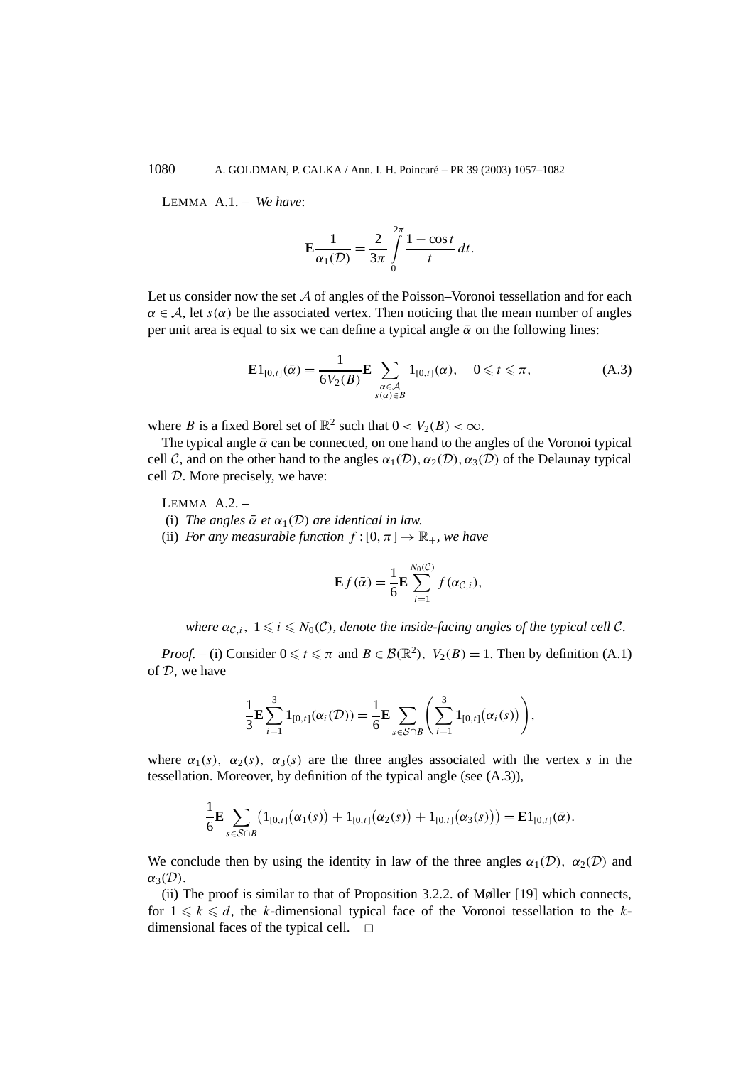LEMMA A.1. – *We have*:

$$\mathbf{E}\frac{1}{\alpha_1(\mathcal{D})} = \frac{2}{3\pi}\int_0^{2\pi}\frac{1-\cos t}{t}\,dt.$$

Let us consider now the set $\mathcal{A}$ of angles of the Poisson–Voronoi tessellation and for each $\alpha \in \mathcal{A}$, let $s(\alpha)$ be the associated vertex. Then noticing that the mean number of angles per unit area is equal to six we can define a typical angle $\bar{\alpha}$ on the following lines:

$$\mathbf{E}1_{[0,t]}(\bar{\alpha}) = \frac{1}{6V_2(B)}\mathbf{E}\sum_{\substack{\alpha\in\mathcal{A}\\ s(\alpha)\in B}} 1_{[0,t]}(\alpha), \quad 0 \leqslant t \leqslant \pi, \tag{A.3}$$

where $B$ is a fixed Borel set of $\mathbb{R}^2$ such that $0 < V_2(B) < \infty$.

The typical angle $\bar{\alpha}$ can be connected, on one hand to the angles of the Voronoi typical cell $\mathcal{C}$, and on the other hand to the angles $\alpha_1(\mathcal{D}), \alpha_2(\mathcal{D}), \alpha_3(\mathcal{D})$ of the Delaunay typical cell $\mathcal{D}$. More precisely, we have:

LEMMA A.2. –

(i) *The angles $\bar{\alpha}$ et $\alpha_1(\mathcal{D})$ are identical in law.*

(ii) *For any measurable function $f : [0,\pi] \to \mathbb{R}_+$, we have*

$$\mathbf{E}f(\bar{\alpha}) = \frac{1}{6}\mathbf{E}\sum_{i=1}^{N_0(\mathcal{C})} f(\alpha_{\mathcal{C},i}),$$

*where $\alpha_{\mathcal{C},i}$, $1 \leqslant i \leqslant N_0(\mathcal{C})$, denote the inside-facing angles of the typical cell $\mathcal{C}$.*

*Proof.* – (i) Consider $0 \leqslant t \leqslant \pi$ and $B \in \mathcal{B}(\mathbb{R}^2)$, $V_2(B) = 1$. Then by definition (A.1) of $\mathcal{D}$, we have

$$\frac{1}{3}\mathbf{E}\sum_{i=1}^{3} 1_{[0,t]}(\alpha_i(\mathcal{D})) = \frac{1}{6}\mathbf{E}\sum_{s\in\mathcal{S}\cap B}\left(\sum_{i=1}^{3} 1_{[0,t]}\big(\alpha_i(s)\big)\right),$$

where $\alpha_1(s)$, $\alpha_2(s)$, $\alpha_3(s)$ are the three angles associated with the vertex $s$ in the tessellation. Moreover, by definition of the typical angle (see (A.3)),

$$\frac{1}{6}\mathbf{E}\sum_{s\in\mathcal{S}\cap B}\big(1_{[0,t]}\big(\alpha_1(s)\big) + 1_{[0,t]}\big(\alpha_2(s)\big) + 1_{[0,t]}\big(\alpha_3(s)\big)\big) = \mathbf{E}1_{[0,t]}(\bar{\alpha}).$$

We conclude then by using the identity in law of the three angles $\alpha_1(\mathcal{D})$, $\alpha_2(\mathcal{D})$ and $\alpha_3(\mathcal{D})$.

(ii) The proof is similar to that of Proposition 3.2.2. of Møller [19] which connects, for $1 \leqslant k \leqslant d$, the $k$-dimensional typical face of the Voronoi tessellation to the $k$-dimensional faces of the typical cell. □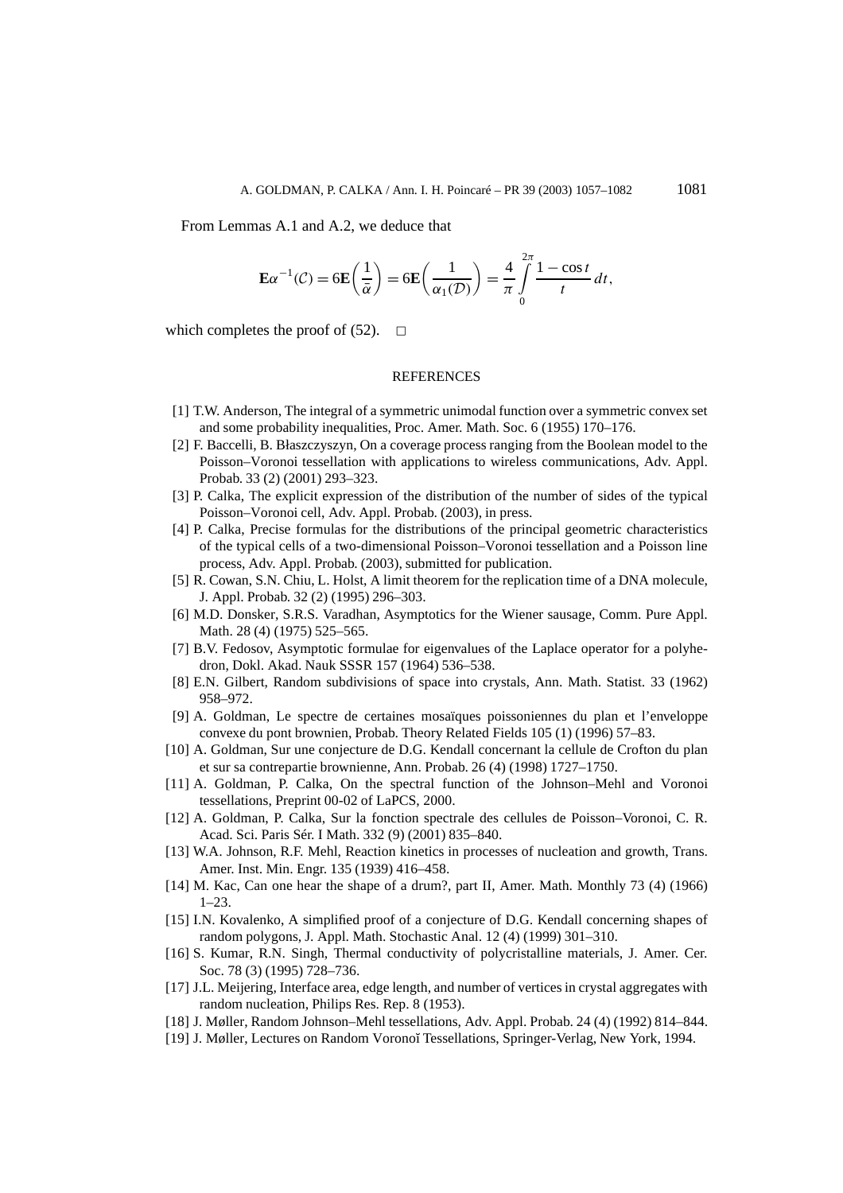From Lemmas A.1 and A.2, we deduce that

$$\mathbf{E}\alpha^{-1}(\mathcal{C}) = 6\mathbf{E}\left(\frac{1}{\bar{\alpha}}\right) = 6\mathbf{E}\left(\frac{1}{\alpha_1(\mathcal{D})}\right) = \frac{4}{\pi}\int_0^{2\pi} \frac{1-\cos t}{t}\,dt,$$

which completes the proof of (52). □

## REFERENCES

[1] T.W. Anderson, The integral of a symmetric unimodal function over a symmetric convex set and some probability inequalities, Proc. Amer. Math. Soc. 6 (1955) 170–176.

[2] F. Baccelli, B. Błaszczyszyn, On a coverage process ranging from the Boolean model to the Poisson–Voronoi tessellation with applications to wireless communications, Adv. Appl. Probab. 33 (2) (2001) 293–323.

[3] P. Calka, The explicit expression of the distribution of the number of sides of the typical Poisson–Voronoi cell, Adv. Appl. Probab. (2003), in press.

[4] P. Calka, Precise formulas for the distributions of the principal geometric characteristics of the typical cells of a two-dimensional Poisson–Voronoi tessellation and a Poisson line process, Adv. Appl. Probab. (2003), submitted for publication.

[5] R. Cowan, S.N. Chiu, L. Holst, A limit theorem for the replication time of a DNA molecule, J. Appl. Probab. 32 (2) (1995) 296–303.

[6] M.D. Donsker, S.R.S. Varadhan, Asymptotics for the Wiener sausage, Comm. Pure Appl. Math. 28 (4) (1975) 525–565.

[7] B.V. Fedosov, Asymptotic formulae for eigenvalues of the Laplace operator for a polyhedron, Dokl. Akad. Nauk SSSR 157 (1964) 536–538.

[8] E.N. Gilbert, Random subdivisions of space into crystals, Ann. Math. Statist. 33 (1962) 958–972.

[9] A. Goldman, Le spectre de certaines mosaïques poissoniennes du plan et l'enveloppe convexe du pont brownien, Probab. Theory Related Fields 105 (1) (1996) 57–83.

[10] A. Goldman, Sur une conjecture de D.G. Kendall concernant la cellule de Crofton du plan et sur sa contrepartie brownienne, Ann. Probab. 26 (4) (1998) 1727–1750.

[11] A. Goldman, P. Calka, On the spectral function of the Johnson–Mehl and Voronoi tessellations, Preprint 00-02 of LaPCS, 2000.

[12] A. Goldman, P. Calka, Sur la fonction spectrale des cellules de Poisson–Voronoi, C. R. Acad. Sci. Paris Sér. I Math. 332 (9) (2001) 835–840.

[13] W.A. Johnson, R.F. Mehl, Reaction kinetics in processes of nucleation and growth, Trans. Amer. Inst. Min. Engr. 135 (1939) 416–458.

[14] M. Kac, Can one hear the shape of a drum?, part II, Amer. Math. Monthly 73 (4) (1966) 1–23.

[15] I.N. Kovalenko, A simplified proof of a conjecture of D.G. Kendall concerning shapes of random polygons, J. Appl. Math. Stochastic Anal. 12 (4) (1999) 301–310.

[16] S. Kumar, R.N. Singh, Thermal conductivity of polycristalline materials, J. Amer. Cer. Soc. 78 (3) (1995) 728–736.

[17] J.L. Meijering, Interface area, edge length, and number of vertices in crystal aggregates with random nucleation, Philips Res. Rep. 8 (1953).

[18] J. Møller, Random Johnson–Mehl tessellations, Adv. Appl. Probab. 24 (4) (1992) 814–844.

[19] J. Møller, Lectures on Random Voronoĭ Tessellations, Springer-Verlag, New York, 1994.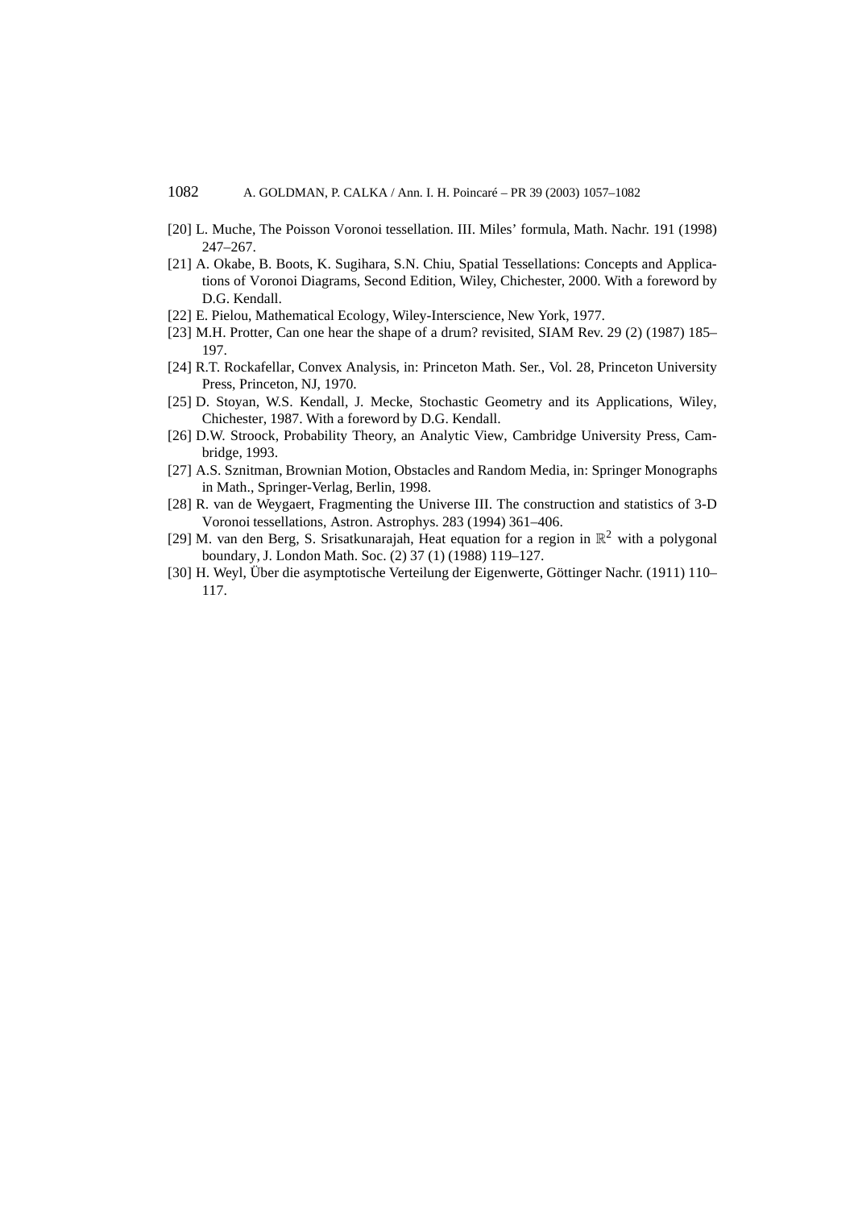[20] L. Muche, The Poisson Voronoi tessellation. III. Miles' formula, Math. Nachr. 191 (1998) 247–267.

[21] A. Okabe, B. Boots, K. Sugihara, S.N. Chiu, Spatial Tessellations: Concepts and Applications of Voronoi Diagrams, Second Edition, Wiley, Chichester, 2000. With a foreword by D.G. Kendall.

[22] E. Pielou, Mathematical Ecology, Wiley-Interscience, New York, 1977.

[23] M.H. Protter, Can one hear the shape of a drum? revisited, SIAM Rev. 29 (2) (1987) 185–197.

[24] R.T. Rockafellar, Convex Analysis, in: Princeton Math. Ser., Vol. 28, Princeton University Press, Princeton, NJ, 1970.

[25] D. Stoyan, W.S. Kendall, J. Mecke, Stochastic Geometry and its Applications, Wiley, Chichester, 1987. With a foreword by D.G. Kendall.

[26] D.W. Stroock, Probability Theory, an Analytic View, Cambridge University Press, Cambridge, 1993.

[27] A.S. Sznitman, Brownian Motion, Obstacles and Random Media, in: Springer Monographs in Math., Springer-Verlag, Berlin, 1998.

[28] R. van de Weygaert, Fragmenting the Universe III. The construction and statistics of 3-D Voronoi tessellations, Astron. Astrophys. 283 (1994) 361–406.

[29] M. van den Berg, S. Srisatkunarajah, Heat equation for a region in $\mathbb{R}^2$ with a polygonal boundary, J. London Math. Soc. (2) 37 (1) (1988) 119–127.

[30] H. Weyl, Über die asymptotische Verteilung der Eigenwerte, Göttinger Nachr. (1911) 110–117.